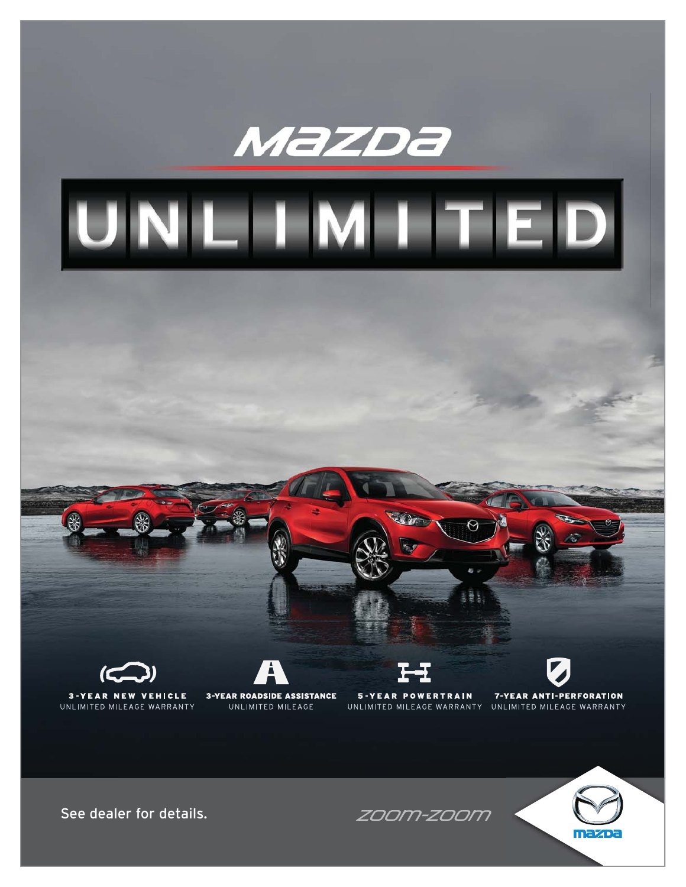# MAZDA

# UNLIMITED

**3-YEAR NEW VEHICLE**
UNLIMITED MILEAGE WARRANTY

**3-YEAR ROADSIDE ASSISTANCE**
UNLIMITED MILEAGE

**5-YEAR POWERTRAIN**
UNLIMITED MILEAGE WARRANTY

**7-YEAR ANTI-PERFORATION**
UNLIMITED MILEAGE WARRANTY

See dealer for details.

ZOOM-ZOOM

mazda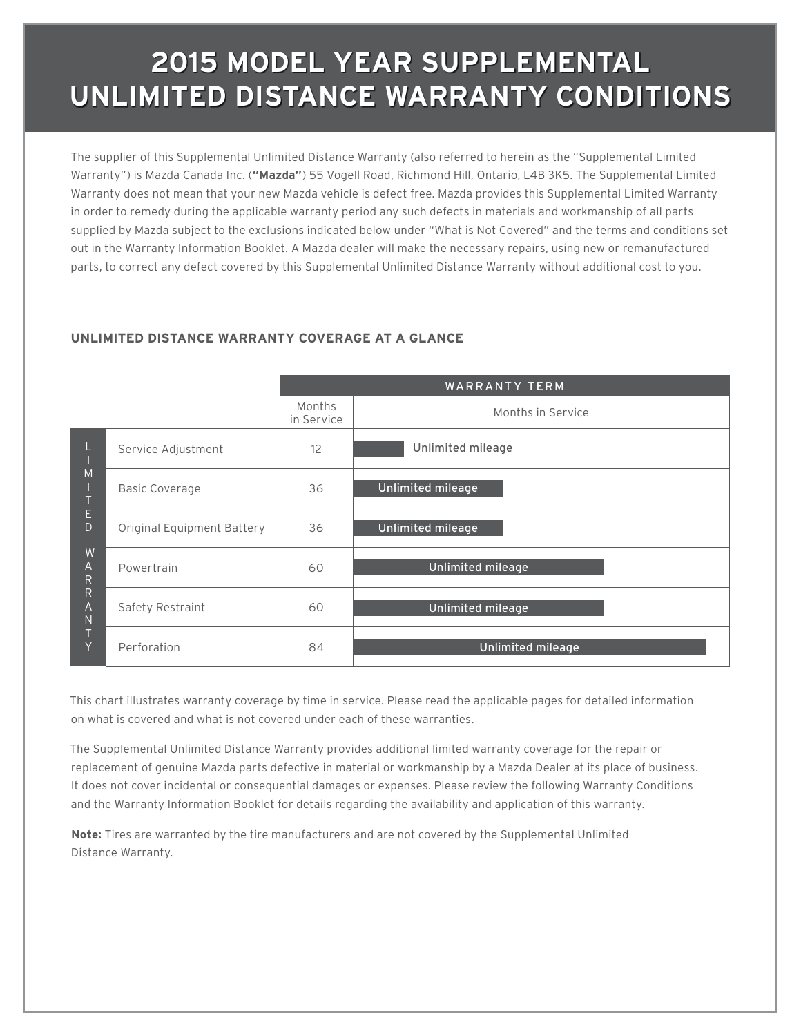# 2015 MODEL YEAR SUPPLEMENTAL UNLIMITED DISTANCE WARRANTY CONDITIONS

The supplier of this Supplemental Unlimited Distance Warranty (also referred to herein as the "Supplemental Limited Warranty") is Mazda Canada Inc. (**"Mazda"**) 55 Vogell Road, Richmond Hill, Ontario, L4B 3K5. The Supplemental Limited Warranty does not mean that your new Mazda vehicle is defect free. Mazda provides this Supplemental Limited Warranty in order to remedy during the applicable warranty period any such defects in materials and workmanship of all parts supplied by Mazda subject to the exclusions indicated below under "What is Not Covered" and the terms and conditions set out in the Warranty Information Booklet. A Mazda dealer will make the necessary repairs, using new or remanufactured parts, to correct any defect covered by this Supplemental Unlimited Distance Warranty without additional cost to you.

### UNLIMITED DISTANCE WARRANTY COVERAGE AT A GLANCE

| | | WARRANTY TERM | |
|---|---|---|---|
| | | Months in Service | Months in Service |
| LIMITED WARRANTY | Service Adjustment | 12 | Unlimited mileage |
| | Basic Coverage | 36 | Unlimited mileage |
| | Original Equipment Battery | 36 | Unlimited mileage |
| | Powertrain | 60 | Unlimited mileage |
| | Safety Restraint | 60 | Unlimited mileage |
| | Perforation | 84 | Unlimited mileage |

This chart illustrates warranty coverage by time in service. Please read the applicable pages for detailed information on what is covered and what is not covered under each of these warranties.

The Supplemental Unlimited Distance Warranty provides additional limited warranty coverage for the repair or replacement of genuine Mazda parts defective in material or workmanship by a Mazda Dealer at its place of business. It does not cover incidental or consequential damages or expenses. Please review the following Warranty Conditions and the Warranty Information Booklet for details regarding the availability and application of this warranty.

**Note:** Tires are warranted by the tire manufacturers and are not covered by the Supplemental Unlimited Distance Warranty.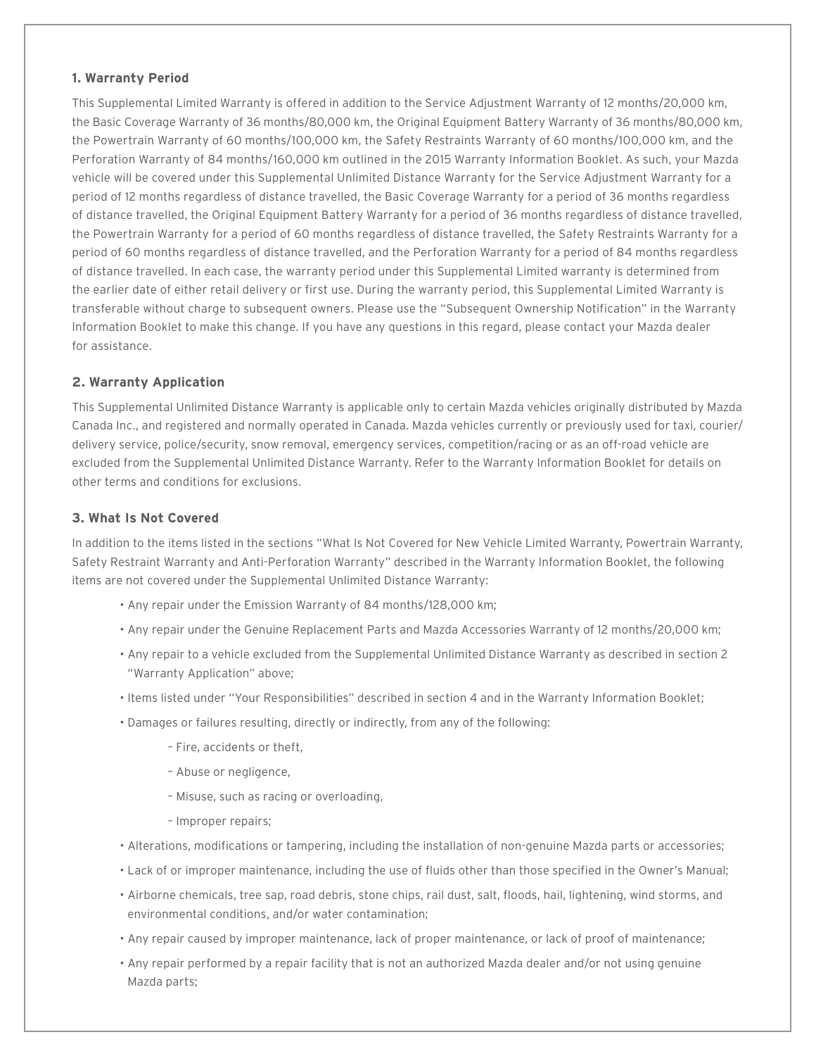### 1. Warranty Period

This Supplemental Limited Warranty is offered in addition to the Service Adjustment Warranty of 12 months/20,000 km, the Basic Coverage Warranty of 36 months/80,000 km, the Original Equipment Battery Warranty of 36 months/80,000 km, the Powertrain Warranty of 60 months/100,000 km, the Safety Restraints Warranty of 60 months/100,000 km, and the Perforation Warranty of 84 months/160,000 km outlined in the 2015 Warranty Information Booklet. As such, your Mazda vehicle will be covered under this Supplemental Unlimited Distance Warranty for the Service Adjustment Warranty for a period of 12 months regardless of distance travelled, the Basic Coverage Warranty for a period of 36 months regardless of distance travelled, the Original Equipment Battery Warranty for a period of 36 months regardless of distance travelled, the Powertrain Warranty for a period of 60 months regardless of distance travelled, the Safety Restraints Warranty for a period of 60 months regardless of distance travelled, and the Perforation Warranty for a period of 84 months regardless of distance travelled. In each case, the warranty period under this Supplemental Limited warranty is determined from the earlier date of either retail delivery or first use. During the warranty period, this Supplemental Limited Warranty is transferable without charge to subsequent owners. Please use the "Subsequent Ownership Notification" in the Warranty Information Booklet to make this change. If you have any questions in this regard, please contact your Mazda dealer for assistance.

### 2. Warranty Application

This Supplemental Unlimited Distance Warranty is applicable only to certain Mazda vehicles originally distributed by Mazda Canada Inc., and registered and normally operated in Canada. Mazda vehicles currently or previously used for taxi, courier/delivery service, police/security, snow removal, emergency services, competition/racing or as an off-road vehicle are excluded from the Supplemental Unlimited Distance Warranty. Refer to the Warranty Information Booklet for details on other terms and conditions for exclusions.

### 3. What Is Not Covered

In addition to the items listed in the sections "What Is Not Covered for New Vehicle Limited Warranty, Powertrain Warranty, Safety Restraint Warranty and Anti-Perforation Warranty" described in the Warranty Information Booklet, the following items are not covered under the Supplemental Unlimited Distance Warranty:

- Any repair under the Emission Warranty of 84 months/128,000 km;
- Any repair under the Genuine Replacement Parts and Mazda Accessories Warranty of 12 months/20,000 km;
- Any repair to a vehicle excluded from the Supplemental Unlimited Distance Warranty as described in section 2 "Warranty Application" above;
- Items listed under "Your Responsibilities" described in section 4 and in the Warranty Information Booklet;
- Damages or failures resulting, directly or indirectly, from any of the following:
  - Fire, accidents or theft,
  - Abuse or negligence,
  - Misuse, such as racing or overloading,
  - Improper repairs;
- Alterations, modifications or tampering, including the installation of non-genuine Mazda parts or accessories;
- Lack of or improper maintenance, including the use of fluids other than those specified in the Owner's Manual;
- Airborne chemicals, tree sap, road debris, stone chips, rail dust, salt, floods, hail, lightening, wind storms, and environmental conditions, and/or water contamination;
- Any repair caused by improper maintenance, lack of proper maintenance, or lack of proof of maintenance;
- Any repair performed by a repair facility that is not an authorized Mazda dealer and/or not using genuine Mazda parts;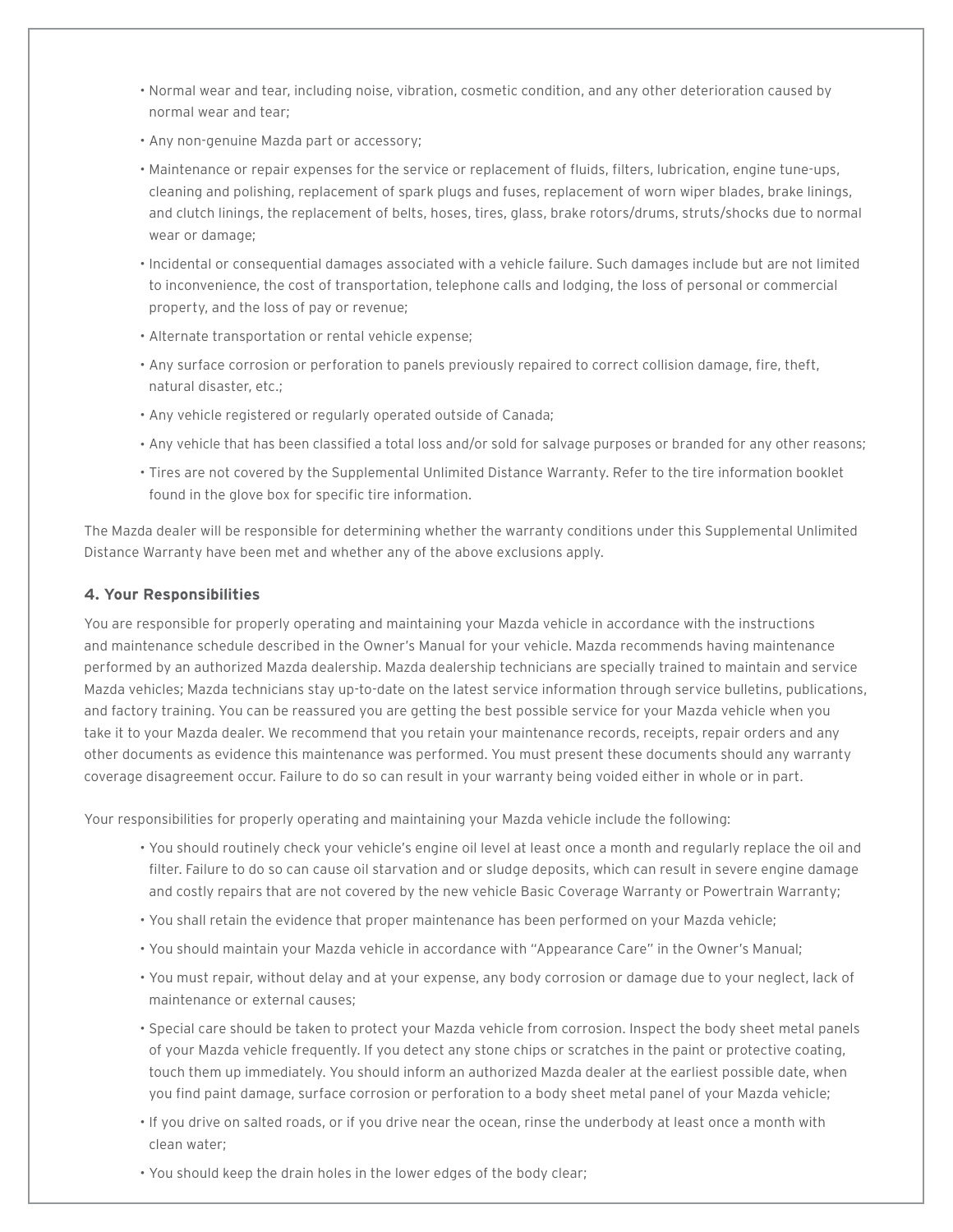- Normal wear and tear, including noise, vibration, cosmetic condition, and any other deterioration caused by normal wear and tear;
- Any non-genuine Mazda part or accessory;
- Maintenance or repair expenses for the service or replacement of fluids, filters, lubrication, engine tune-ups, cleaning and polishing, replacement of spark plugs and fuses, replacement of worn wiper blades, brake linings, and clutch linings, the replacement of belts, hoses, tires, glass, brake rotors/drums, struts/shocks due to normal wear or damage;
- Incidental or consequential damages associated with a vehicle failure. Such damages include but are not limited to inconvenience, the cost of transportation, telephone calls and lodging, the loss of personal or commercial property, and the loss of pay or revenue;
- Alternate transportation or rental vehicle expense;
- Any surface corrosion or perforation to panels previously repaired to correct collision damage, fire, theft, natural disaster, etc.;
- Any vehicle registered or regularly operated outside of Canada;
- Any vehicle that has been classified a total loss and/or sold for salvage purposes or branded for any other reasons;
- Tires are not covered by the Supplemental Unlimited Distance Warranty. Refer to the tire information booklet found in the glove box for specific tire information.

The Mazda dealer will be responsible for determining whether the warranty conditions under this Supplemental Unlimited Distance Warranty have been met and whether any of the above exclusions apply.

### 4. Your Responsibilities

You are responsible for properly operating and maintaining your Mazda vehicle in accordance with the instructions and maintenance schedule described in the Owner's Manual for your vehicle. Mazda recommends having maintenance performed by an authorized Mazda dealership. Mazda dealership technicians are specially trained to maintain and service Mazda vehicles; Mazda technicians stay up-to-date on the latest service information through service bulletins, publications, and factory training. You can be reassured you are getting the best possible service for your Mazda vehicle when you take it to your Mazda dealer. We recommend that you retain your maintenance records, receipts, repair orders and any other documents as evidence this maintenance was performed. You must present these documents should any warranty coverage disagreement occur. Failure to do so can result in your warranty being voided either in whole or in part.

Your responsibilities for properly operating and maintaining your Mazda vehicle include the following:

- You should routinely check your vehicle's engine oil level at least once a month and regularly replace the oil and filter. Failure to do so can cause oil starvation and or sludge deposits, which can result in severe engine damage and costly repairs that are not covered by the new vehicle Basic Coverage Warranty or Powertrain Warranty;
- You shall retain the evidence that proper maintenance has been performed on your Mazda vehicle;
- You should maintain your Mazda vehicle in accordance with "Appearance Care" in the Owner's Manual;
- You must repair, without delay and at your expense, any body corrosion or damage due to your neglect, lack of maintenance or external causes;
- Special care should be taken to protect your Mazda vehicle from corrosion. Inspect the body sheet metal panels of your Mazda vehicle frequently. If you detect any stone chips or scratches in the paint or protective coating, touch them up immediately. You should inform an authorized Mazda dealer at the earliest possible date, when you find paint damage, surface corrosion or perforation to a body sheet metal panel of your Mazda vehicle;
- If you drive on salted roads, or if you drive near the ocean, rinse the underbody at least once a month with clean water;
- You should keep the drain holes in the lower edges of the body clear;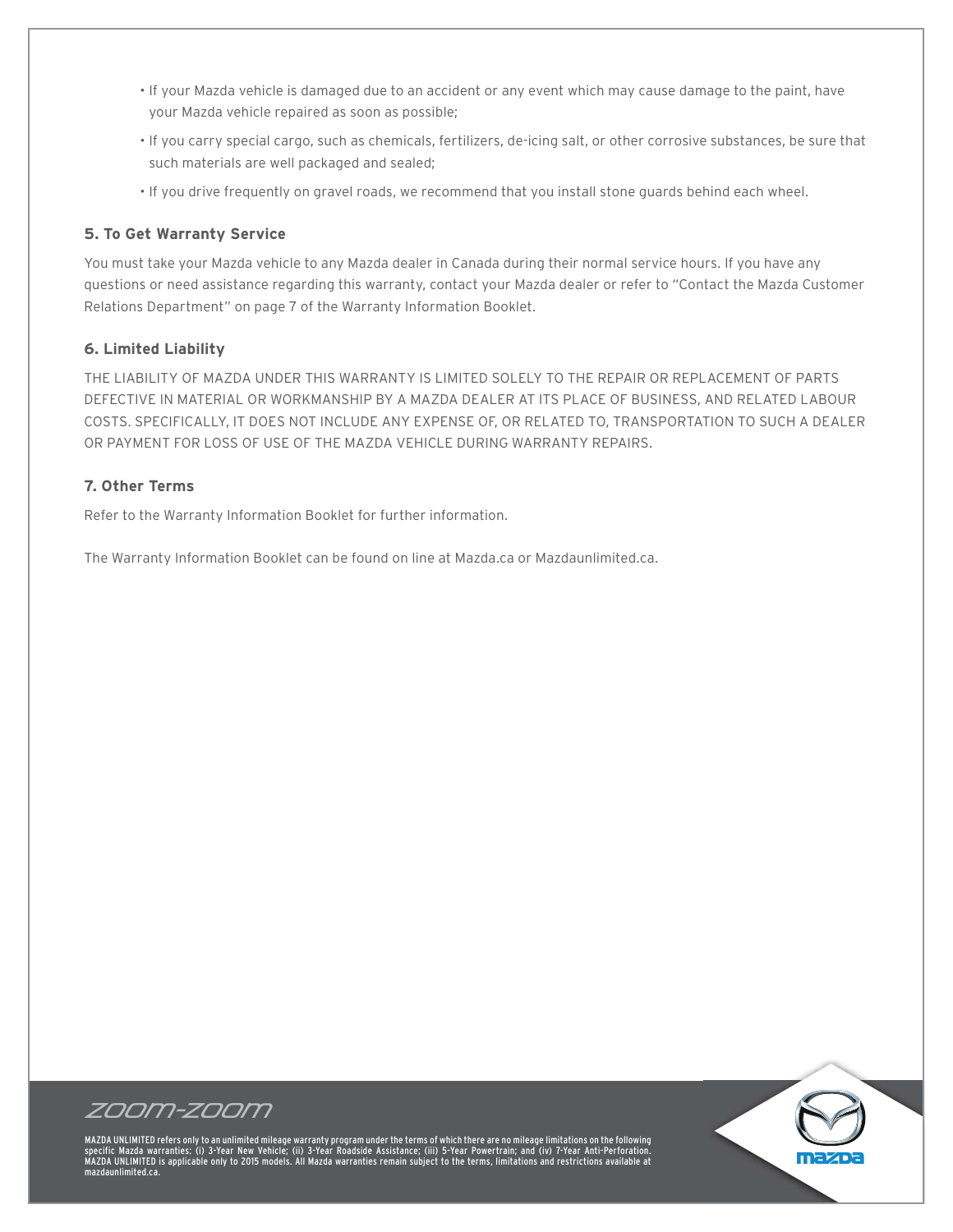- If your Mazda vehicle is damaged due to an accident or any event which may cause damage to the paint, have your Mazda vehicle repaired as soon as possible;
- If you carry special cargo, such as chemicals, fertilizers, de-icing salt, or other corrosive substances, be sure that such materials are well packaged and sealed;
- If you drive frequently on gravel roads, we recommend that you install stone guards behind each wheel.

### 5. To Get Warranty Service

You must take your Mazda vehicle to any Mazda dealer in Canada during their normal service hours. If you have any questions or need assistance regarding this warranty, contact your Mazda dealer or refer to "Contact the Mazda Customer Relations Department" on page 7 of the Warranty Information Booklet.

### 6. Limited Liability

THE LIABILITY OF MAZDA UNDER THIS WARRANTY IS LIMITED SOLELY TO THE REPAIR OR REPLACEMENT OF PARTS DEFECTIVE IN MATERIAL OR WORKMANSHIP BY A MAZDA DEALER AT ITS PLACE OF BUSINESS, AND RELATED LABOUR COSTS. SPECIFICALLY, IT DOES NOT INCLUDE ANY EXPENSE OF, OR RELATED TO, TRANSPORTATION TO SUCH A DEALER OR PAYMENT FOR LOSS OF USE OF THE MAZDA VEHICLE DURING WARRANTY REPAIRS.

### 7. Other Terms

Refer to the Warranty Information Booklet for further information.

The Warranty Information Booklet can be found on line at Mazda.ca or Mazdaunlimited.ca.

ZOOM-ZOOM

MAZDA UNLIMITED refers only to an unlimited mileage warranty program under the terms of which there are no mileage limitations on the following specific Mazda warranties: (i) 3-Year New Vehicle; (ii) 3-Year Roadside Assistance; (iii) 5-Year Powertrain; and (iv) 7-Year Anti-Perforation. MAZDA UNLIMITED is applicable only to 2015 models. All Mazda warranties remain subject to the terms, limitations and restrictions available at mazdaunlimited.ca.

mazda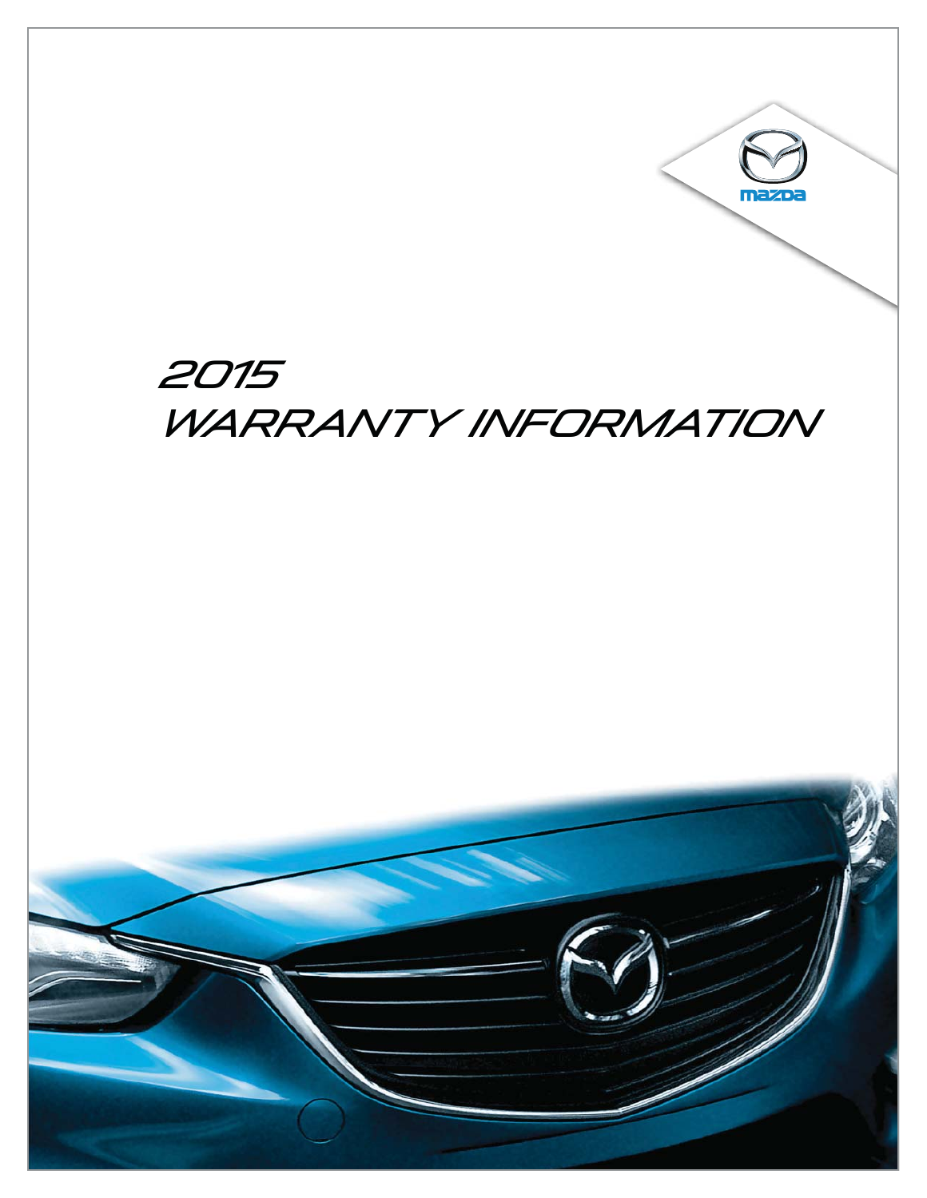# 2015 WARRANTY INFORMATION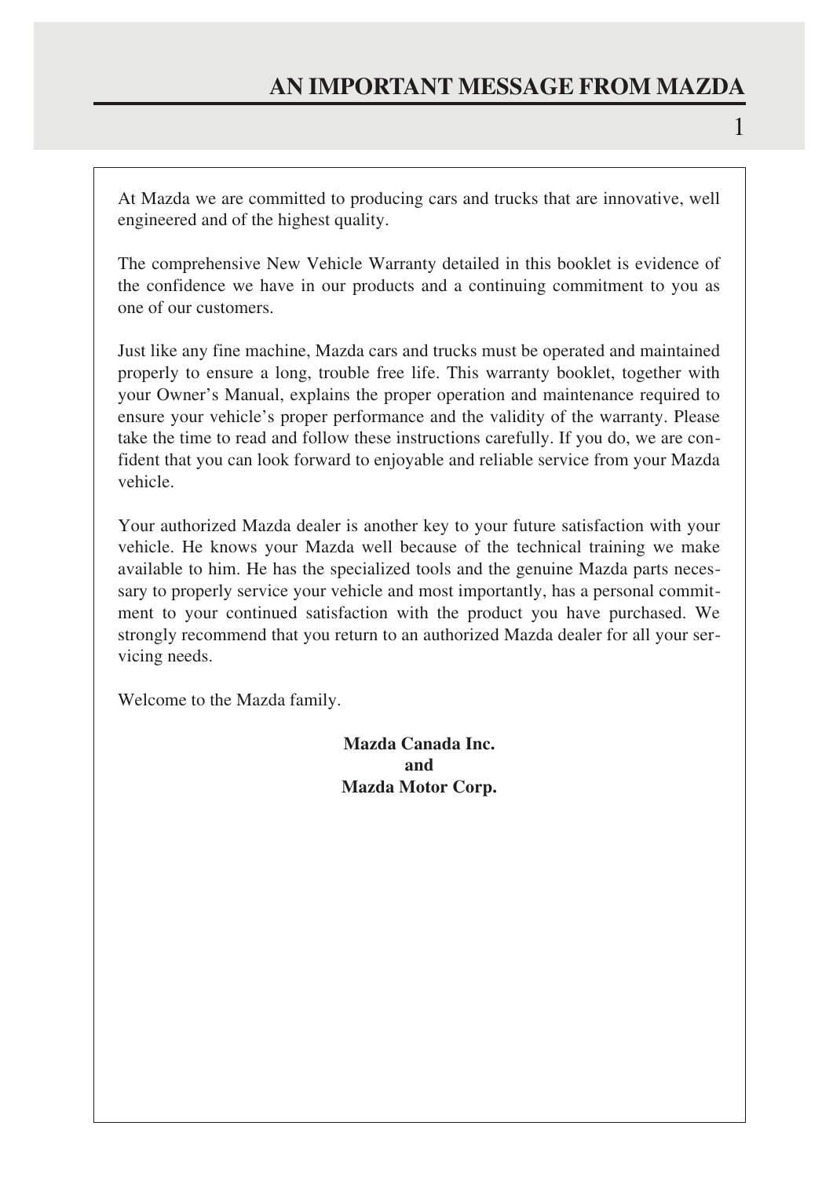# AN IMPORTANT MESSAGE FROM MAZDA

At Mazda we are committed to producing cars and trucks that are innovative, well engineered and of the highest quality.

The comprehensive New Vehicle Warranty detailed in this booklet is evidence of the confidence we have in our products and a continuing commitment to you as one of our customers.

Just like any fine machine, Mazda cars and trucks must be operated and maintained properly to ensure a long, trouble free life. This warranty booklet, together with your Owner's Manual, explains the proper operation and maintenance required to ensure your vehicle's proper performance and the validity of the warranty. Please take the time to read and follow these instructions carefully. If you do, we are confident that you can look forward to enjoyable and reliable service from your Mazda vehicle.

Your authorized Mazda dealer is another key to your future satisfaction with your vehicle. He knows your Mazda well because of the technical training we make available to him. He has the specialized tools and the genuine Mazda parts necessary to properly service your vehicle and most importantly, has a personal commitment to your continued satisfaction with the product you have purchased. We strongly recommend that you return to an authorized Mazda dealer for all your servicing needs.

Welcome to the Mazda family.

**Mazda Canada Inc.**
**and**
**Mazda Motor Corp.**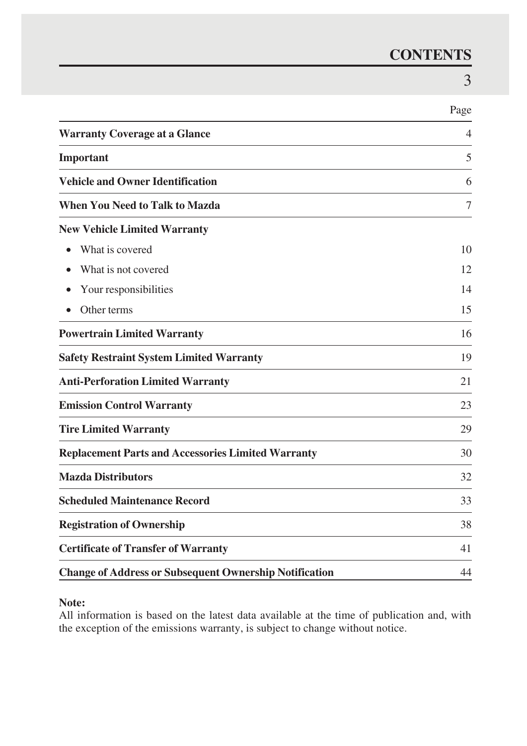# CONTENTS

| | Page |
|---|---|
| **Warranty Coverage at a Glance** | 4 |
| **Important** | 5 |
| **Vehicle and Owner Identification** | 6 |
| **When You Need to Talk to Mazda** | 7 |
| **New Vehicle Limited Warranty** | |
| • What is covered | 10 |
| • What is not covered | 12 |
| • Your responsibilities | 14 |
| • Other terms | 15 |
| **Powertrain Limited Warranty** | 16 |
| **Safety Restraint System Limited Warranty** | 19 |
| **Anti-Perforation Limited Warranty** | 21 |
| **Emission Control Warranty** | 23 |
| **Tire Limited Warranty** | 29 |
| **Replacement Parts and Accessories Limited Warranty** | 30 |
| **Mazda Distributors** | 32 |
| **Scheduled Maintenance Record** | 33 |
| **Registration of Ownership** | 38 |
| **Certificate of Transfer of Warranty** | 41 |
| **Change of Address or Subsequent Ownership Notification** | 44 |

**Note:**
All information is based on the latest data available at the time of publication and, with the exception of the emissions warranty, is subject to change without notice.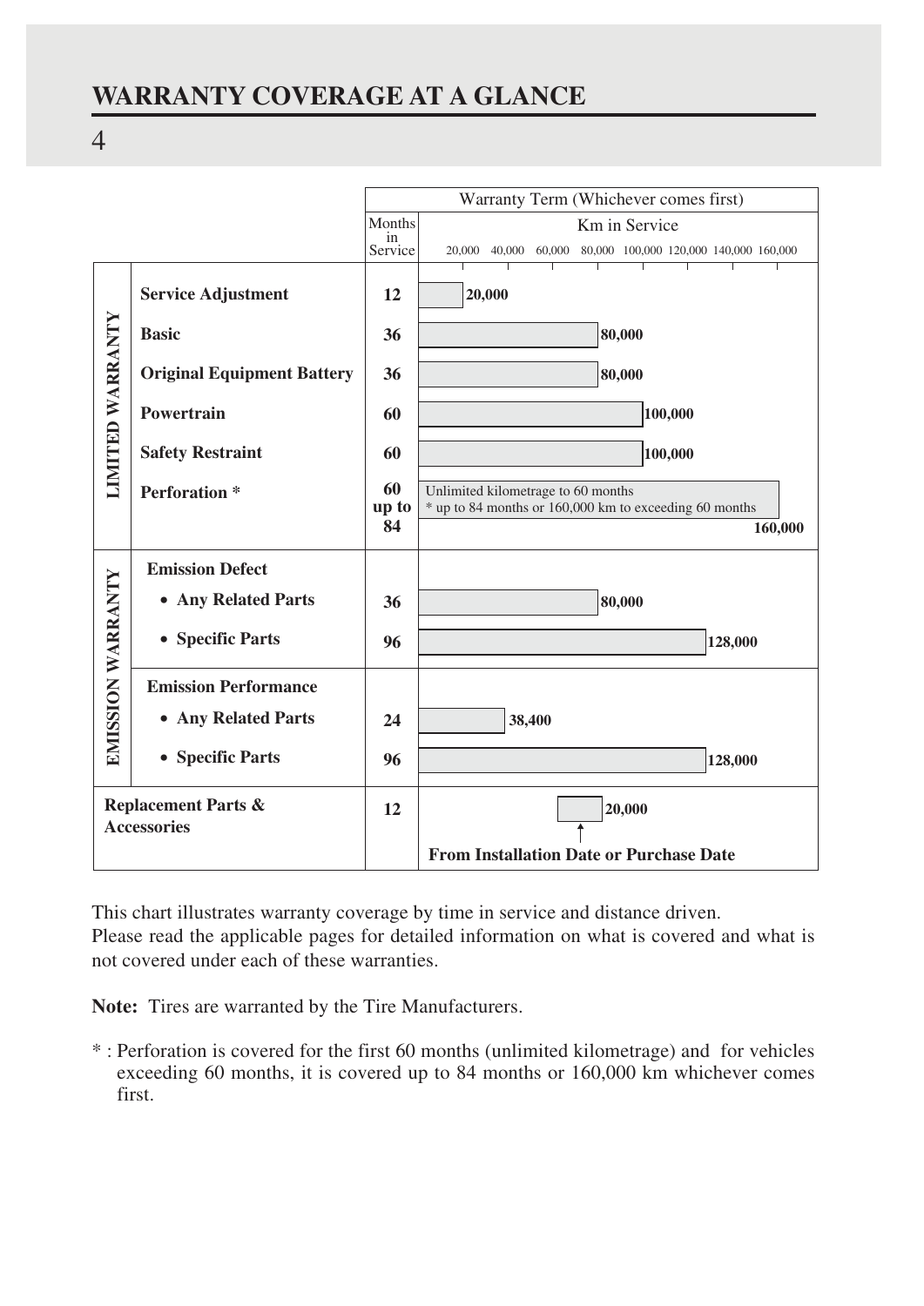## WARRANTY COVERAGE AT A GLANCE

| | | Warranty Term (Whichever comes first) | |
|---|---|---|---|
| | | Months in Service | Km in Service |
| LIMITED WARRANTY | Service Adjustment | 12 | 20,000 |
| | Basic | 36 | 80,000 |
| | Original Equipment Battery | 36 | 80,000 |
| | Powertrain | 60 | 100,000 |
| | Safety Restraint | 60 | 100,000 |
| | Perforation * | 60 up to 84 | Unlimited kilometrage to 60 months<br>* up to 84 months or 160,000 km to exceeding 60 months<br>160,000 |
| EMISSION WARRANTY | Emission Defect | | |
| | • Any Related Parts | 36 | 80,000 |
| | • Specific Parts | 96 | 128,000 |
| | Emission Performance | | |
| | • Any Related Parts | 24 | 38,400 |
| | • Specific Parts | 96 | 128,000 |
| Replacement Parts & Accessories | | 12 | 20,000<br>From Installation Date or Purchase Date |

This chart illustrates warranty coverage by time in service and distance driven.
Please read the applicable pages for detailed information on what is covered and what is not covered under each of these warranties.

**Note:** Tires are warranted by the Tire Manufacturers.

* : Perforation is covered for the first 60 months (unlimited kilometrage) and for vehicles exceeding 60 months, it is covered up to 84 months or 160,000 km whichever comes first.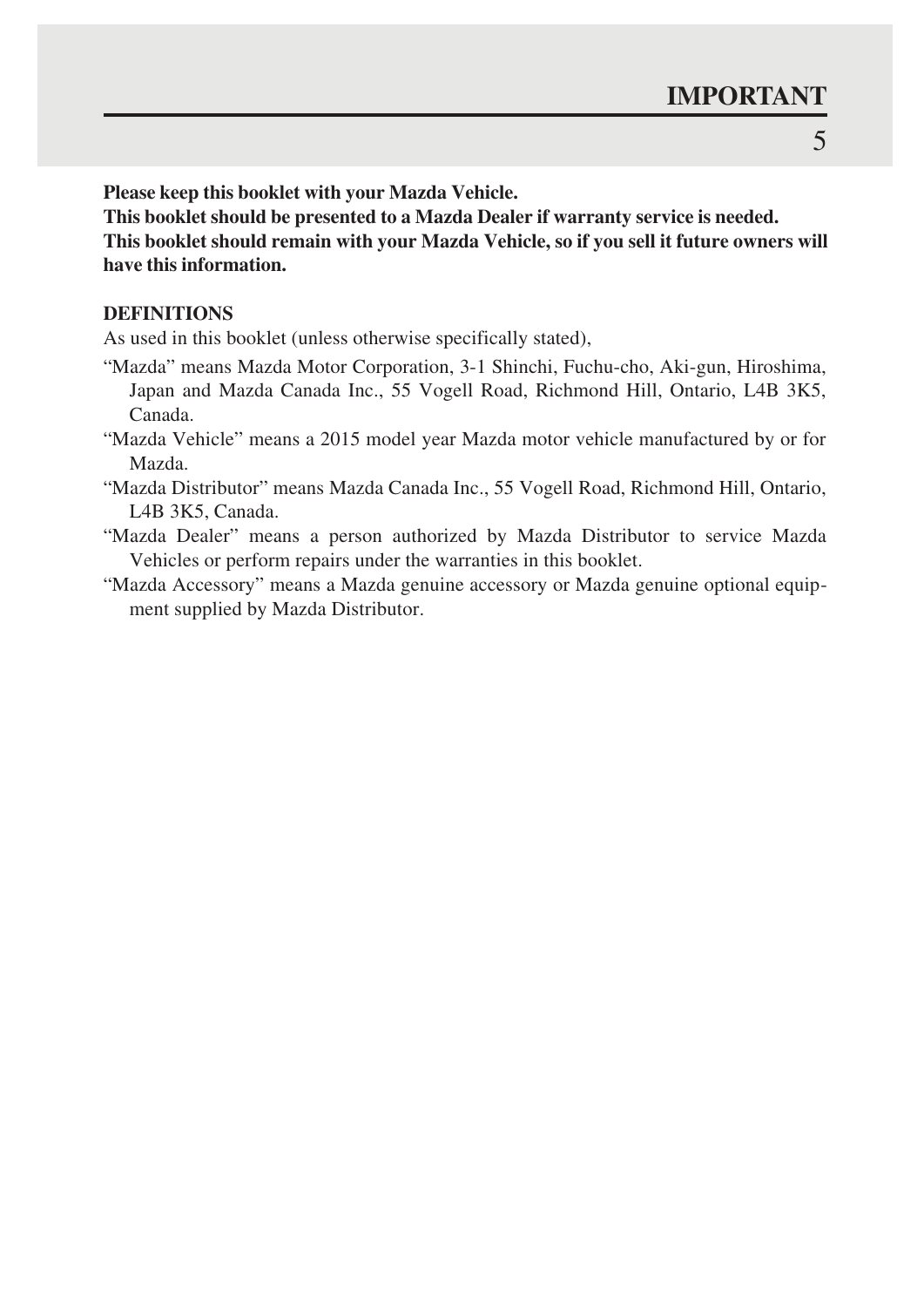# IMPORTANT

**Please keep this booklet with your Mazda Vehicle.**
**This booklet should be presented to a Mazda Dealer if warranty service is needed.**
**This booklet should remain with your Mazda Vehicle, so if you sell it future owners will have this information.**

**DEFINITIONS**

As used in this booklet (unless otherwise specifically stated),

"Mazda" means Mazda Motor Corporation, 3-1 Shinchi, Fuchu-cho, Aki-gun, Hiroshima, Japan and Mazda Canada Inc., 55 Vogell Road, Richmond Hill, Ontario, L4B 3K5, Canada.

"Mazda Vehicle" means a 2015 model year Mazda motor vehicle manufactured by or for Mazda.

"Mazda Distributor" means Mazda Canada Inc., 55 Vogell Road, Richmond Hill, Ontario, L4B 3K5, Canada.

"Mazda Dealer" means a person authorized by Mazda Distributor to service Mazda Vehicles or perform repairs under the warranties in this booklet.

"Mazda Accessory" means a Mazda genuine accessory or Mazda genuine optional equipment supplied by Mazda Distributor.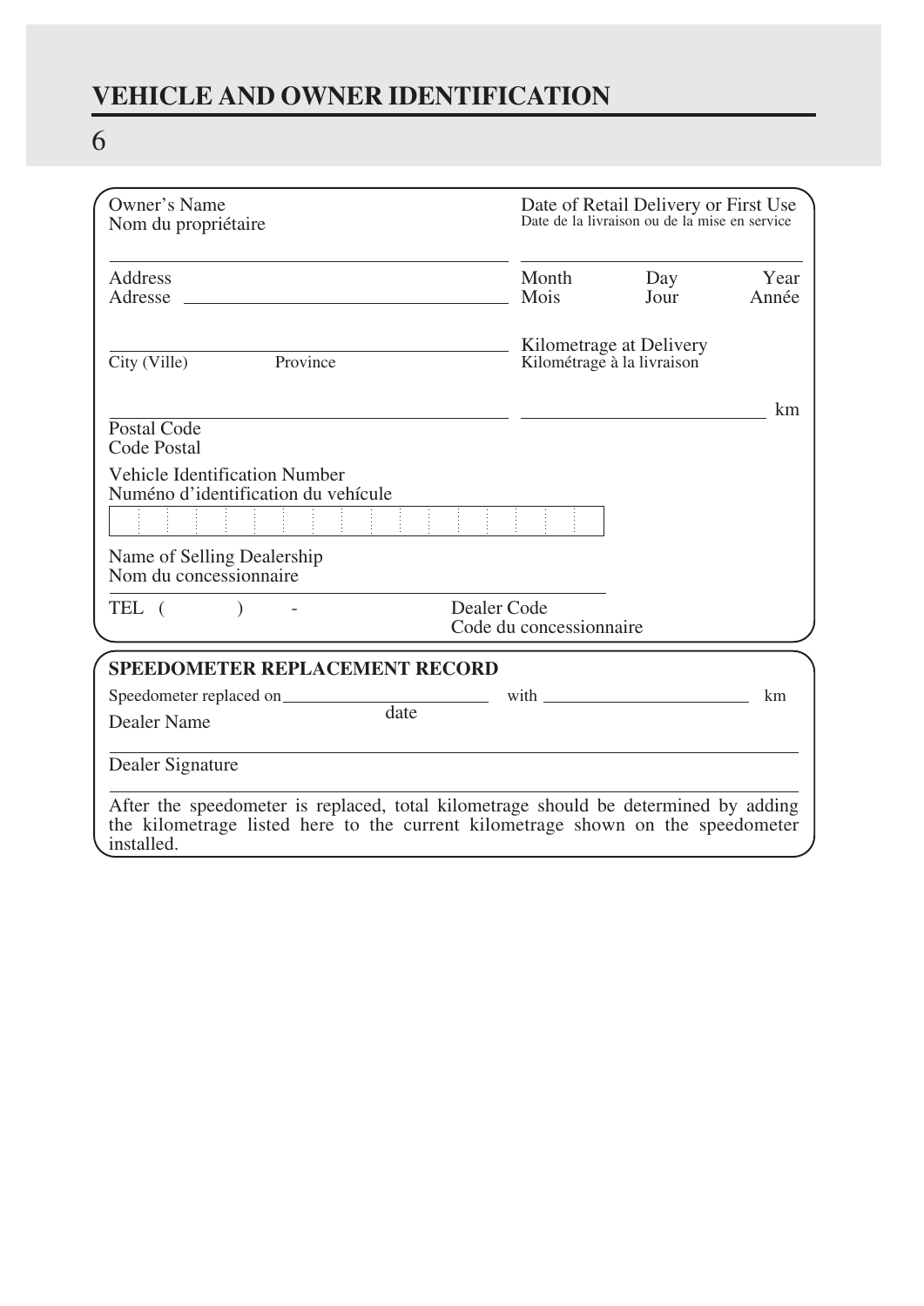## VEHICLE AND OWNER IDENTIFICATION

Owner's Name
Nom du propriétaire

Date of Retail Delivery or First Use
Date de la livraison ou de la mise en service

Address
Adresse

| Month | Day | Year |
|---|---|---|
| Mois | Jour | Année |

City (Ville) Province

Kilometrage at Delivery
Kilométrage à la livraison

km

Postal Code
Code Postal

Vehicle Identification Number
Numéno d'identification du vehícule

Name of Selling Dealership
Nom du concessionnaire

TEL ( ) -

Dealer Code
Code du concessionnaire

**SPEEDOMETER REPLACEMENT RECORD**

Speedometer replaced on ____________ with ____________ km
date

Dealer Name

Dealer Signature

After the speedometer is replaced, total kilometrage should be determined by adding the kilometrage listed here to the current kilometrage shown on the speedometer installed.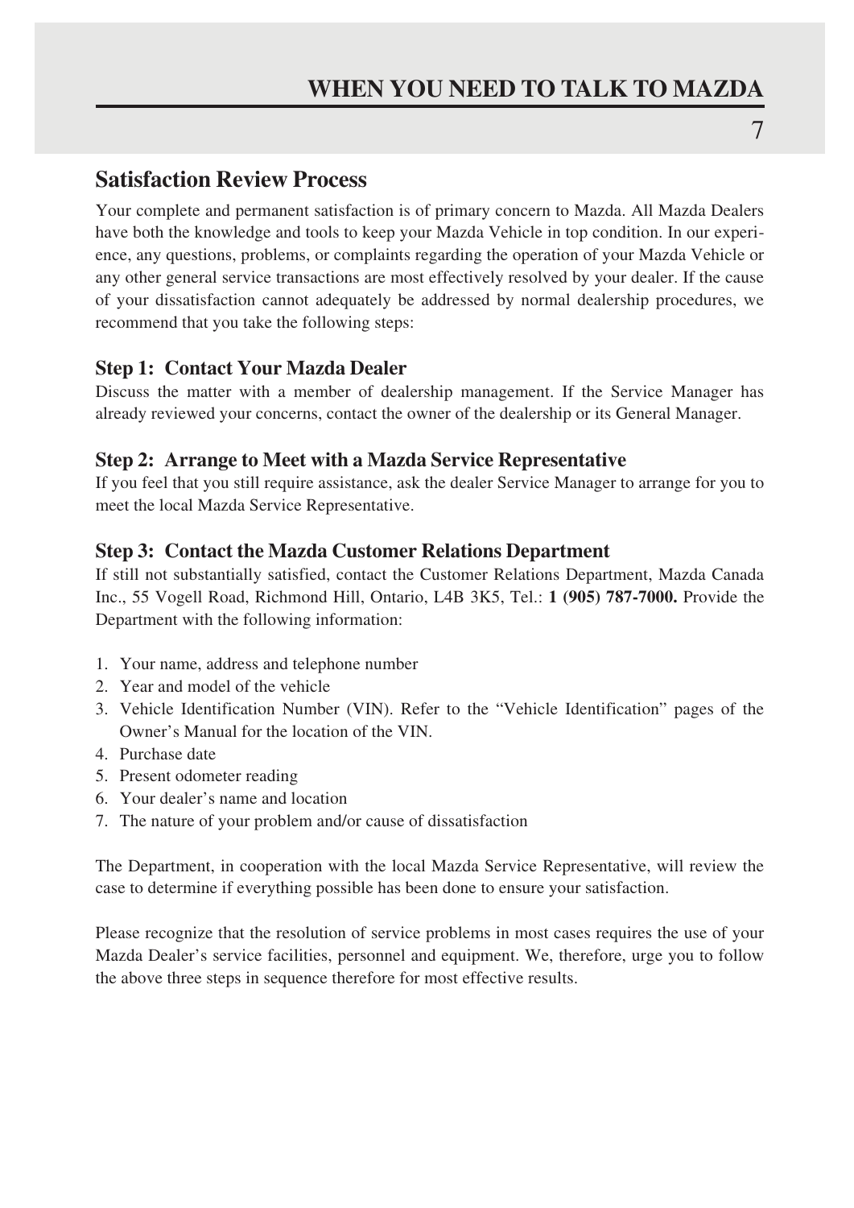## Satisfaction Review Process

Your complete and permanent satisfaction is of primary concern to Mazda. All Mazda Dealers have both the knowledge and tools to keep your Mazda Vehicle in top condition. In our experience, any questions, problems, or complaints regarding the operation of your Mazda Vehicle or any other general service transactions are most effectively resolved by your dealer. If the cause of your dissatisfaction cannot adequately be addressed by normal dealership procedures, we recommend that you take the following steps:

### Step 1: Contact Your Mazda Dealer

Discuss the matter with a member of dealership management. If the Service Manager has already reviewed your concerns, contact the owner of the dealership or its General Manager.

### Step 2: Arrange to Meet with a Mazda Service Representative

If you feel that you still require assistance, ask the dealer Service Manager to arrange for you to meet the local Mazda Service Representative.

### Step 3: Contact the Mazda Customer Relations Department

If still not substantially satisfied, contact the Customer Relations Department, Mazda Canada Inc., 55 Vogell Road, Richmond Hill, Ontario, L4B 3K5, Tel.: **1 (905) 787-7000.** Provide the Department with the following information:

1. Your name, address and telephone number
2. Year and model of the vehicle
3. Vehicle Identification Number (VIN). Refer to the "Vehicle Identification" pages of the Owner's Manual for the location of the VIN.
4. Purchase date
5. Present odometer reading
6. Your dealer's name and location
7. The nature of your problem and/or cause of dissatisfaction

The Department, in cooperation with the local Mazda Service Representative, will review the case to determine if everything possible has been done to ensure your satisfaction.

Please recognize that the resolution of service problems in most cases requires the use of your Mazda Dealer's service facilities, personnel and equipment. We, therefore, urge you to follow the above three steps in sequence therefore for most effective results.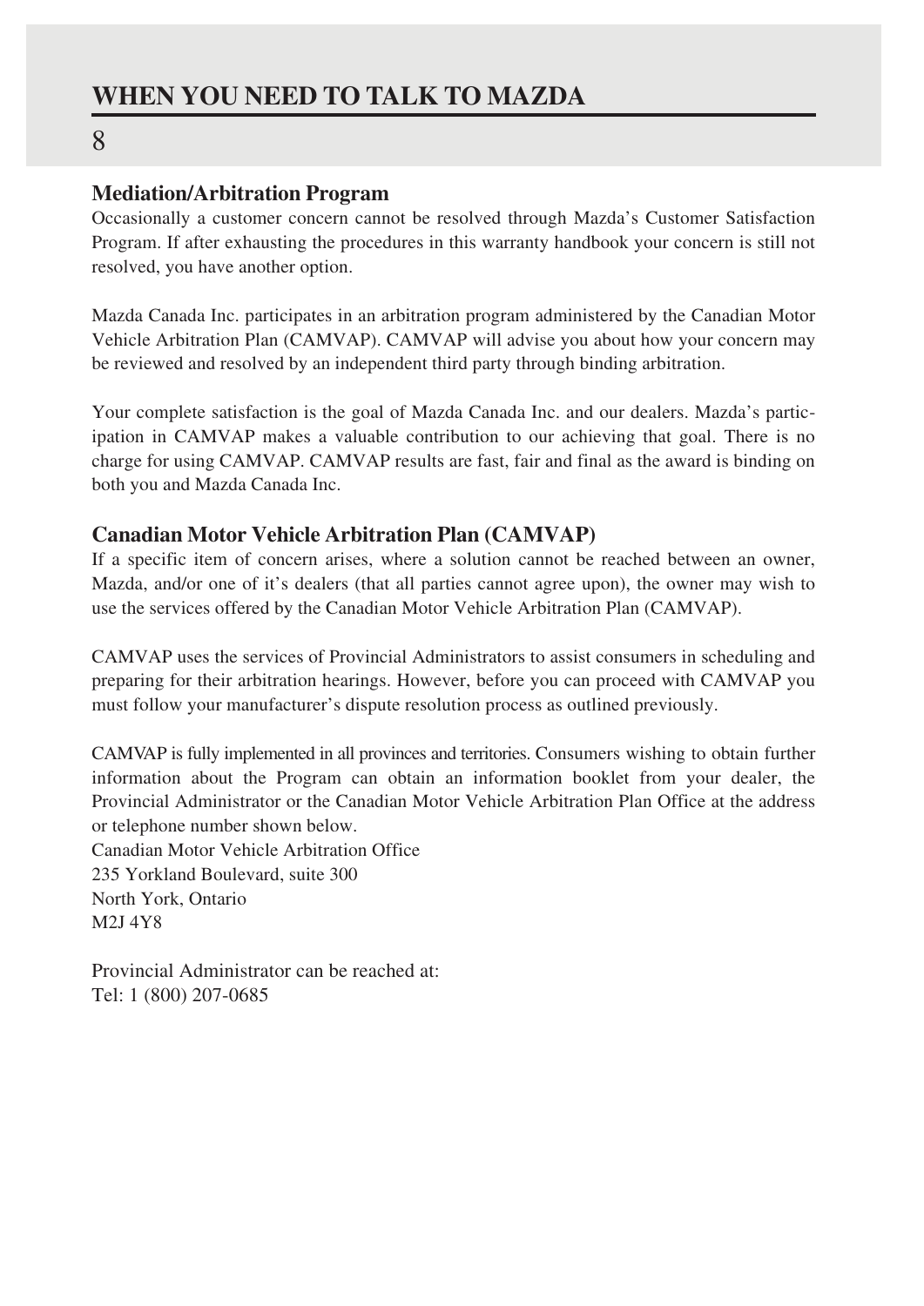# WHEN YOU NEED TO TALK TO MAZDA

## 8

### Mediation/Arbitration Program

Occasionally a customer concern cannot be resolved through Mazda's Customer Satisfaction Program. If after exhausting the procedures in this warranty handbook your concern is still not resolved, you have another option.

Mazda Canada Inc. participates in an arbitration program administered by the Canadian Motor Vehicle Arbitration Plan (CAMVAP). CAMVAP will advise you about how your concern may be reviewed and resolved by an independent third party through binding arbitration.

Your complete satisfaction is the goal of Mazda Canada Inc. and our dealers. Mazda's participation in CAMVAP makes a valuable contribution to our achieving that goal. There is no charge for using CAMVAP. CAMVAP results are fast, fair and final as the award is binding on both you and Mazda Canada Inc.

### Canadian Motor Vehicle Arbitration Plan (CAMVAP)

If a specific item of concern arises, where a solution cannot be reached between an owner, Mazda, and/or one of it's dealers (that all parties cannot agree upon), the owner may wish to use the services offered by the Canadian Motor Vehicle Arbitration Plan (CAMVAP).

CAMVAP uses the services of Provincial Administrators to assist consumers in scheduling and preparing for their arbitration hearings. However, before you can proceed with CAMVAP you must follow your manufacturer's dispute resolution process as outlined previously.

CAMVAP is fully implemented in all provinces and territories. Consumers wishing to obtain further information about the Program can obtain an information booklet from your dealer, the Provincial Administrator or the Canadian Motor Vehicle Arbitration Plan Office at the address or telephone number shown below.
Canadian Motor Vehicle Arbitration Office
235 Yorkland Boulevard, suite 300
North York, Ontario
M2J 4Y8

Provincial Administrator can be reached at:
Tel: 1 (800) 207-0685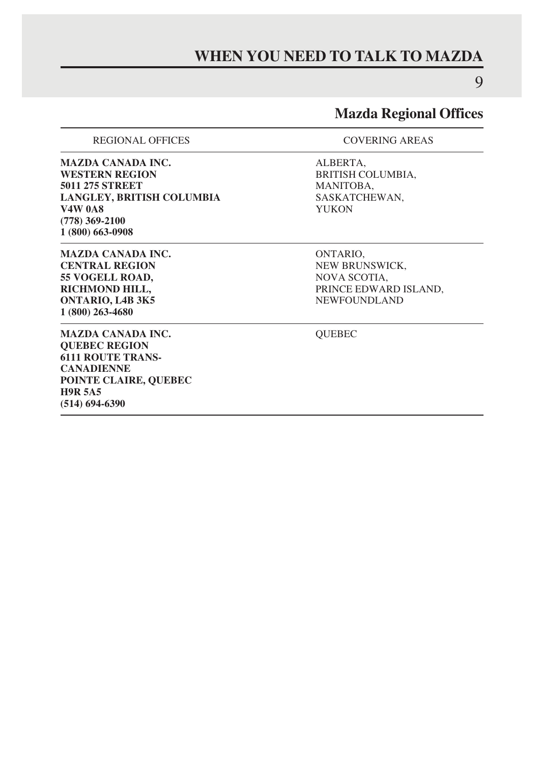# WHEN YOU NEED TO TALK TO MAZDA

## Mazda Regional Offices

| REGIONAL OFFICES | COVERING AREAS |
|---|---|
| **MAZDA CANADA INC.**<br>**WESTERN REGION**<br>**5011 275 STREET**<br>**LANGLEY, BRITISH COLUMBIA**<br>**V4W 0A8**<br>**(778) 369-2100**<br>**1 (800) 663-0908** | ALBERTA,<br>BRITISH COLUMBIA,<br>MANITOBA,<br>SASKATCHEWAN,<br>YUKON |
| **MAZDA CANADA INC.**<br>**CENTRAL REGION**<br>**55 VOGELL ROAD,**<br>**RICHMOND HILL,**<br>**ONTARIO, L4B 3K5**<br>**1 (800) 263-4680** | ONTARIO,<br>NEW BRUNSWICK,<br>NOVA SCOTIA,<br>PRINCE EDWARD ISLAND,<br>NEWFOUNDLAND |
| **MAZDA CANADA INC.**<br>**QUEBEC REGION**<br>**6111 ROUTE TRANS-CANADIENNE**<br>**POINTE CLAIRE, QUEBEC**<br>**H9R 5A5**<br>**(514) 694-6390** | QUEBEC |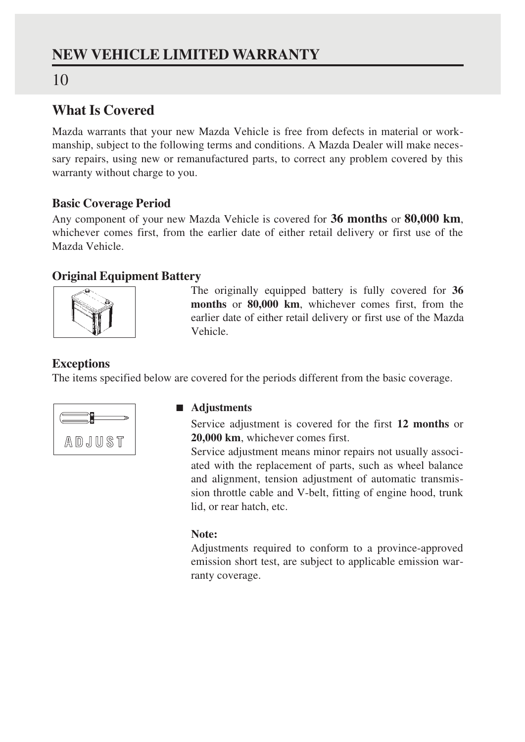## What Is Covered

Mazda warrants that your new Mazda Vehicle is free from defects in material or workmanship, subject to the following terms and conditions. A Mazda Dealer will make necessary repairs, using new or remanufactured parts, to correct any problem covered by this warranty without charge to you.

### Basic Coverage Period

Any component of your new Mazda Vehicle is covered for **36 months** or **80,000 km**, whichever comes first, from the earlier date of either retail delivery or first use of the Mazda Vehicle.

### Original Equipment Battery

The originally equipped battery is fully covered for **36 months** or **80,000 km**, whichever comes first, from the earlier date of either retail delivery or first use of the Mazda Vehicle.

### Exceptions

The items specified below are covered for the periods different from the basic coverage.

- **Adjustments**

  Service adjustment is covered for the first **12 months** or **20,000 km**, whichever comes first.

  Service adjustment means minor repairs not usually associated with the replacement of parts, such as wheel balance and alignment, tension adjustment of automatic transmission throttle cable and V-belt, fitting of engine hood, trunk lid, or rear hatch, etc.

  **Note:**

  Adjustments required to conform to a province-approved emission short test, are subject to applicable emission warranty coverage.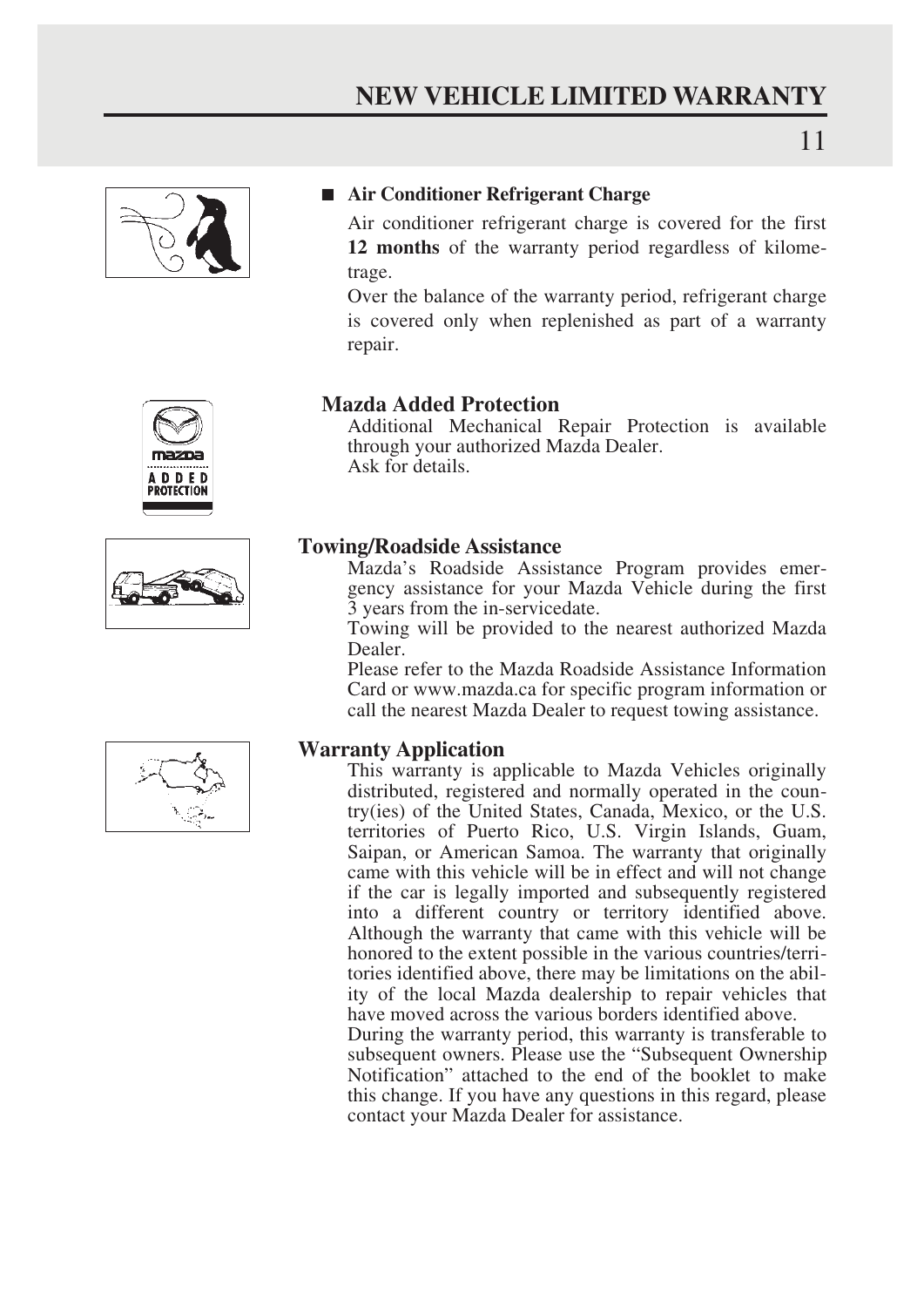■ **Air Conditioner Refrigerant Charge**

Air conditioner refrigerant charge is covered for the first **12 months** of the warranty period regardless of kilometrage.

Over the balance of the warranty period, refrigerant charge is covered only when replenished as part of a warranty repair.

### Mazda Added Protection

Additional Mechanical Repair Protection is available through your authorized Mazda Dealer.
Ask for details.

### Towing/Roadside Assistance

Mazda's Roadside Assistance Program provides emergency assistance for your Mazda Vehicle during the first 3 years from the in-servicedate.

Towing will be provided to the nearest authorized Mazda Dealer.

Please refer to the Mazda Roadside Assistance Information Card or www.mazda.ca for specific program information or call the nearest Mazda Dealer to request towing assistance.

### Warranty Application

This warranty is applicable to Mazda Vehicles originally distributed, registered and normally operated in the country(ies) of the United States, Canada, Mexico, or the U.S. territories of Puerto Rico, U.S. Virgin Islands, Guam, Saipan, or American Samoa. The warranty that originally came with this vehicle will be in effect and will not change if the car is legally imported and subsequently registered into a different country or territory identified above. Although the warranty that came with this vehicle will be honored to the extent possible in the various countries/territories identified above, there may be limitations on the ability of the local Mazda dealership to repair vehicles that have moved across the various borders identified above.

During the warranty period, this warranty is transferable to subsequent owners. Please use the "Subsequent Ownership Notification" attached to the end of the booklet to make this change. If you have any questions in this regard, please contact your Mazda Dealer for assistance.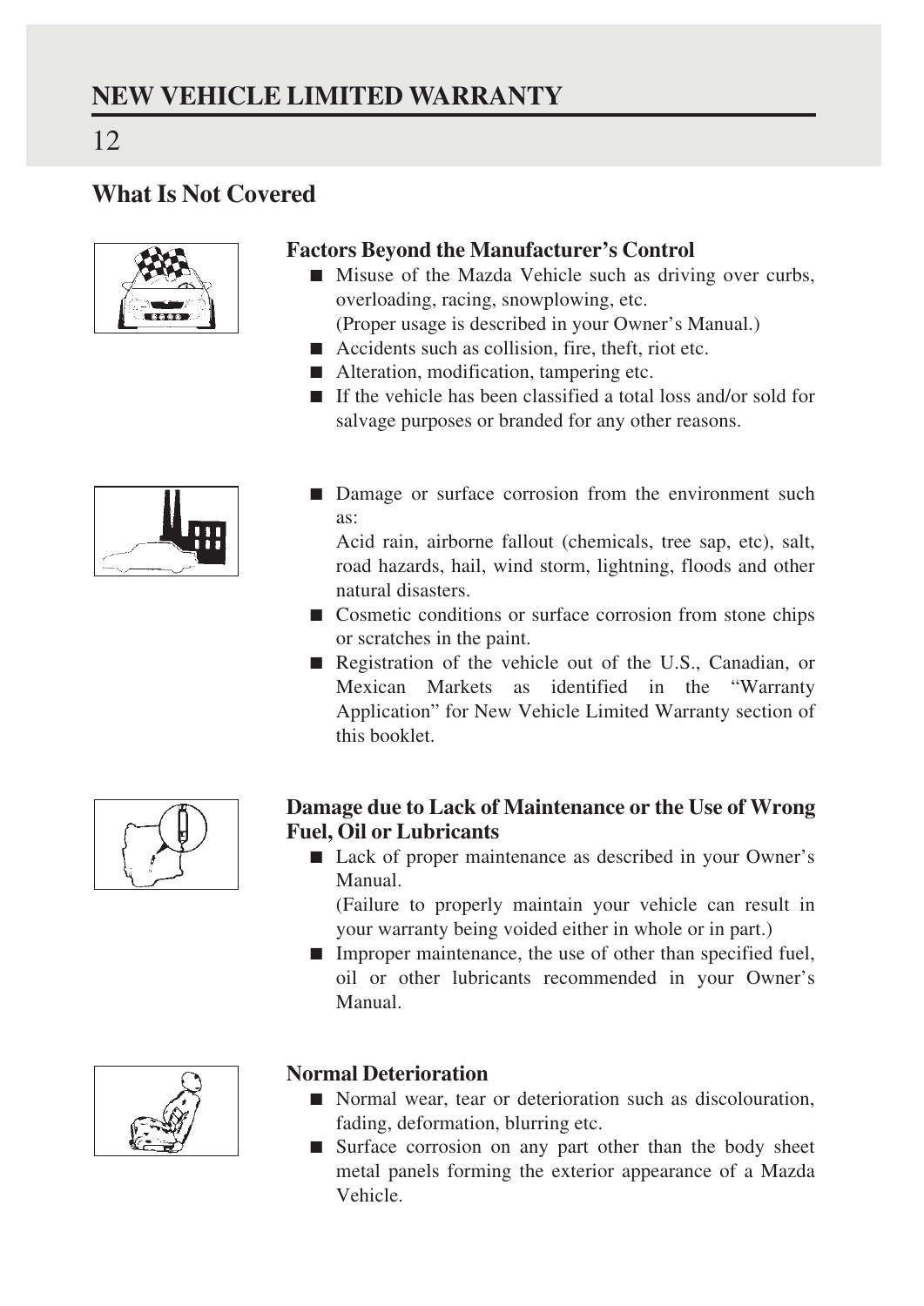## What Is Not Covered

### Factors Beyond the Manufacturer's Control

- Misuse of the Mazda Vehicle such as driving over curbs, overloading, racing, snowplowing, etc.
  (Proper usage is described in your Owner's Manual.)
- Accidents such as collision, fire, theft, riot etc.
- Alteration, modification, tampering etc.
- If the vehicle has been classified a total loss and/or sold for salvage purposes or branded for any other reasons.

- Damage or surface corrosion from the environment such as:
  Acid rain, airborne fallout (chemicals, tree sap, etc), salt, road hazards, hail, wind storm, lightning, floods and other natural disasters.
- Cosmetic conditions or surface corrosion from stone chips or scratches in the paint.
- Registration of the vehicle out of the U.S., Canadian, or Mexican Markets as identified in the "Warranty Application" for New Vehicle Limited Warranty section of this booklet.

### Damage due to Lack of Maintenance or the Use of Wrong Fuel, Oil or Lubricants

- Lack of proper maintenance as described in your Owner's Manual.
  (Failure to properly maintain your vehicle can result in your warranty being voided either in whole or in part.)
- Improper maintenance, the use of other than specified fuel, oil or other lubricants recommended in your Owner's Manual.

### Normal Deterioration

- Normal wear, tear or deterioration such as discolouration, fading, deformation, blurring etc.
- Surface corrosion on any part other than the body sheet metal panels forming the exterior appearance of a Mazda Vehicle.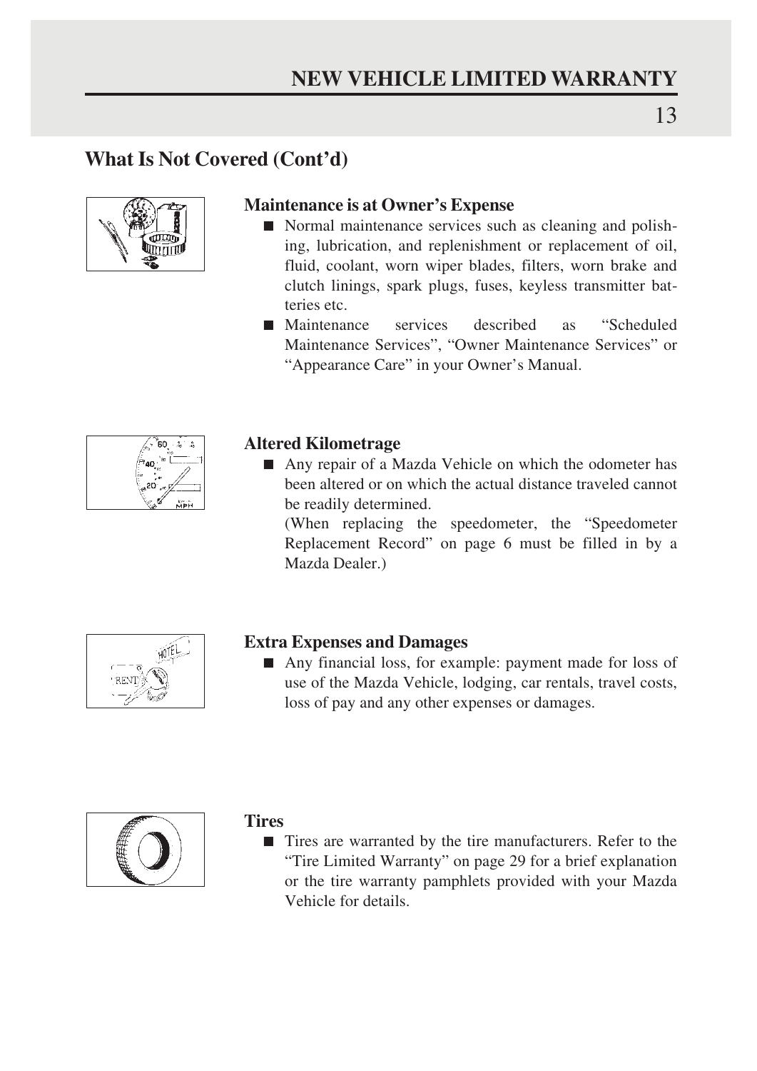## What Is Not Covered (Cont'd)

### Maintenance is at Owner's Expense

- Normal maintenance services such as cleaning and polishing, lubrication, and replenishment or replacement of oil, fluid, coolant, worn wiper blades, filters, worn brake and clutch linings, spark plugs, fuses, keyless transmitter batteries etc.
- Maintenance services described as "Scheduled Maintenance Services", "Owner Maintenance Services" or "Appearance Care" in your Owner's Manual.

### Altered Kilometrage

- Any repair of a Mazda Vehicle on which the odometer has been altered or on which the actual distance traveled cannot be readily determined.
  (When replacing the speedometer, the "Speedometer Replacement Record" on page 6 must be filled in by a Mazda Dealer.)

### Extra Expenses and Damages

- Any financial loss, for example: payment made for loss of use of the Mazda Vehicle, lodging, car rentals, travel costs, loss of pay and any other expenses or damages.

### Tires

- Tires are warranted by the tire manufacturers. Refer to the "Tire Limited Warranty" on page 29 for a brief explanation or the tire warranty pamphlets provided with your Mazda Vehicle for details.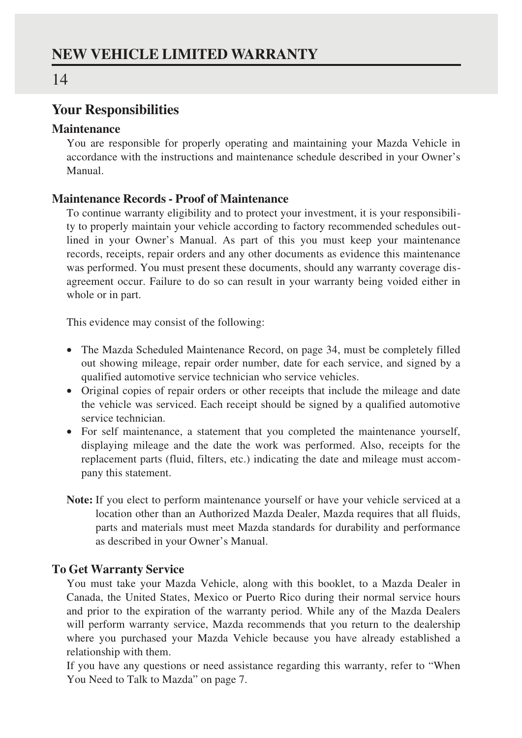## Your Responsibilities

### Maintenance

You are responsible for properly operating and maintaining your Mazda Vehicle in accordance with the instructions and maintenance schedule described in your Owner's Manual.

### Maintenance Records - Proof of Maintenance

To continue warranty eligibility and to protect your investment, it is your responsibility to properly maintain your vehicle according to factory recommended schedules outlined in your Owner's Manual. As part of this you must keep your maintenance records, receipts, repair orders and any other documents as evidence this maintenance was performed. You must present these documents, should any warranty coverage disagreement occur. Failure to do so can result in your warranty being voided either in whole or in part.

This evidence may consist of the following:

- The Mazda Scheduled Maintenance Record, on page 34, must be completely filled out showing mileage, repair order number, date for each service, and signed by a qualified automotive service technician who service vehicles.
- Original copies of repair orders or other receipts that include the mileage and date the vehicle was serviced. Each receipt should be signed by a qualified automotive service technician.
- For self maintenance, a statement that you completed the maintenance yourself, displaying mileage and the date the work was performed. Also, receipts for the replacement parts (fluid, filters, etc.) indicating the date and mileage must accompany this statement.

**Note:** If you elect to perform maintenance yourself or have your vehicle serviced at a location other than an Authorized Mazda Dealer, Mazda requires that all fluids, parts and materials must meet Mazda standards for durability and performance as described in your Owner's Manual.

### To Get Warranty Service

You must take your Mazda Vehicle, along with this booklet, to a Mazda Dealer in Canada, the United States, Mexico or Puerto Rico during their normal service hours and prior to the expiration of the warranty period. While any of the Mazda Dealers will perform warranty service, Mazda recommends that you return to the dealership where you purchased your Mazda Vehicle because you have already established a relationship with them.

If you have any questions or need assistance regarding this warranty, refer to "When You Need to Talk to Mazda" on page 7.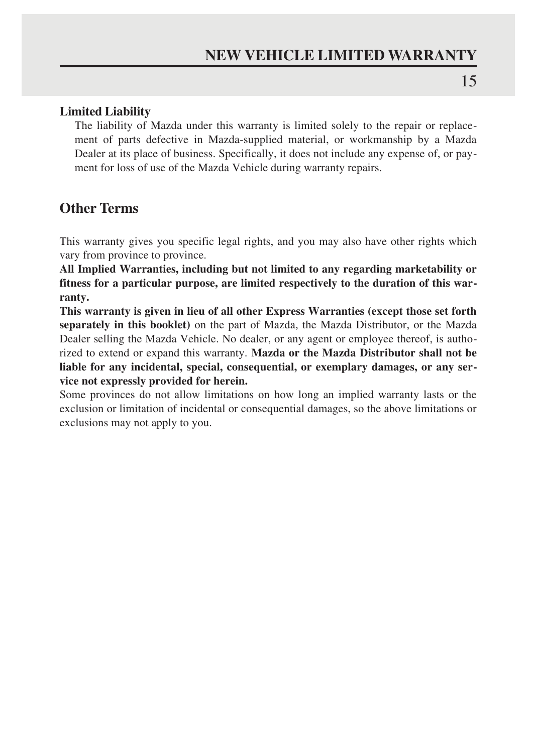### Limited Liability

The liability of Mazda under this warranty is limited solely to the repair or replacement of parts defective in Mazda-supplied material, or workmanship by a Mazda Dealer at its place of business. Specifically, it does not include any expense of, or payment for loss of use of the Mazda Vehicle during warranty repairs.

## Other Terms

This warranty gives you specific legal rights, and you may also have other rights which vary from province to province.

**All Implied Warranties, including but not limited to any regarding marketability or fitness for a particular purpose, are limited respectively to the duration of this warranty.**

**This warranty is given in lieu of all other Express Warranties (except those set forth separately in this booklet)** on the part of Mazda, the Mazda Distributor, or the Mazda Dealer selling the Mazda Vehicle. No dealer, or any agent or employee thereof, is authorized to extend or expand this warranty. **Mazda or the Mazda Distributor shall not be liable for any incidental, special, consequential, or exemplary damages, or any service not expressly provided for herein.**

Some provinces do not allow limitations on how long an implied warranty lasts or the exclusion or limitation of incidental or consequential damages, so the above limitations or exclusions may not apply to you.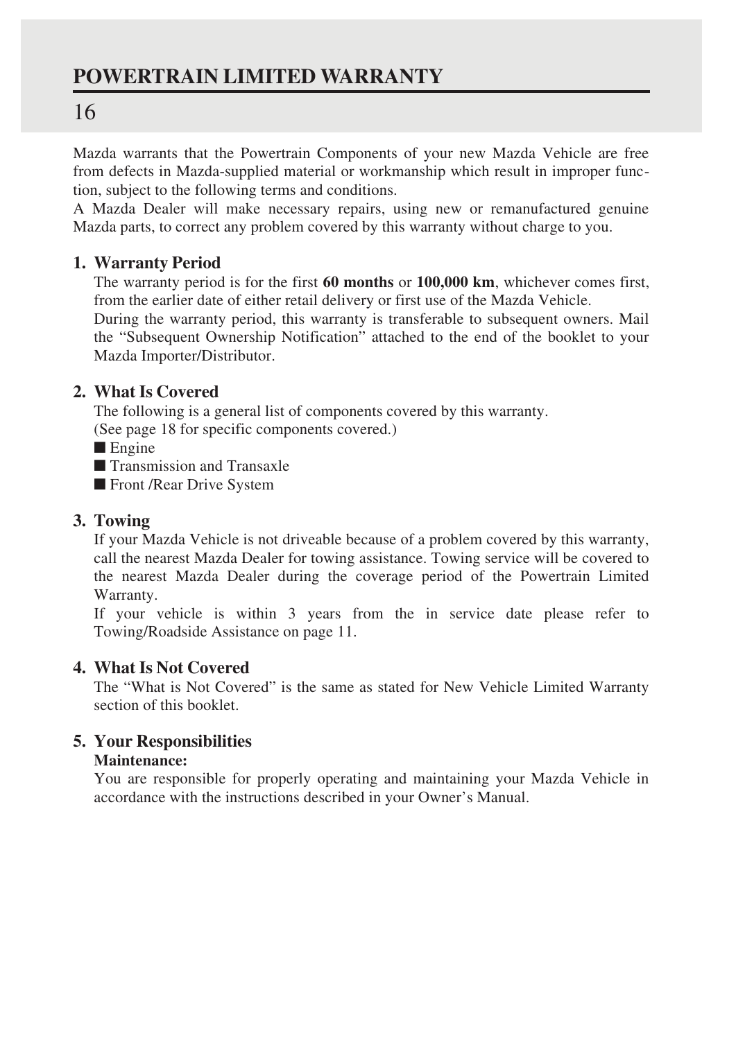# POWERTRAIN LIMITED WARRANTY

## 16

Mazda warrants that the Powertrain Components of your new Mazda Vehicle are free from defects in Mazda-supplied material or workmanship which result in improper function, subject to the following terms and conditions.

A Mazda Dealer will make necessary repairs, using new or remanufactured genuine Mazda parts, to correct any problem covered by this warranty without charge to you.

### 1. Warranty Period

The warranty period is for the first **60 months** or **100,000 km**, whichever comes first, from the earlier date of either retail delivery or first use of the Mazda Vehicle.

During the warranty period, this warranty is transferable to subsequent owners. Mail the "Subsequent Ownership Notification" attached to the end of the booklet to your Mazda Importer/Distributor.

### 2. What Is Covered

The following is a general list of components covered by this warranty.
(See page 18 for specific components covered.)

- Engine
- Transmission and Transaxle
- Front /Rear Drive System

### 3. Towing

If your Mazda Vehicle is not driveable because of a problem covered by this warranty, call the nearest Mazda Dealer for towing assistance. Towing service will be covered to the nearest Mazda Dealer during the coverage period of the Powertrain Limited Warranty.

If your vehicle is within 3 years from the in service date please refer to Towing/Roadside Assistance on page 11.

### 4. What Is Not Covered

The "What is Not Covered" is the same as stated for New Vehicle Limited Warranty section of this booklet.

### 5. Your Responsibilities

**Maintenance:**

You are responsible for properly operating and maintaining your Mazda Vehicle in accordance with the instructions described in your Owner's Manual.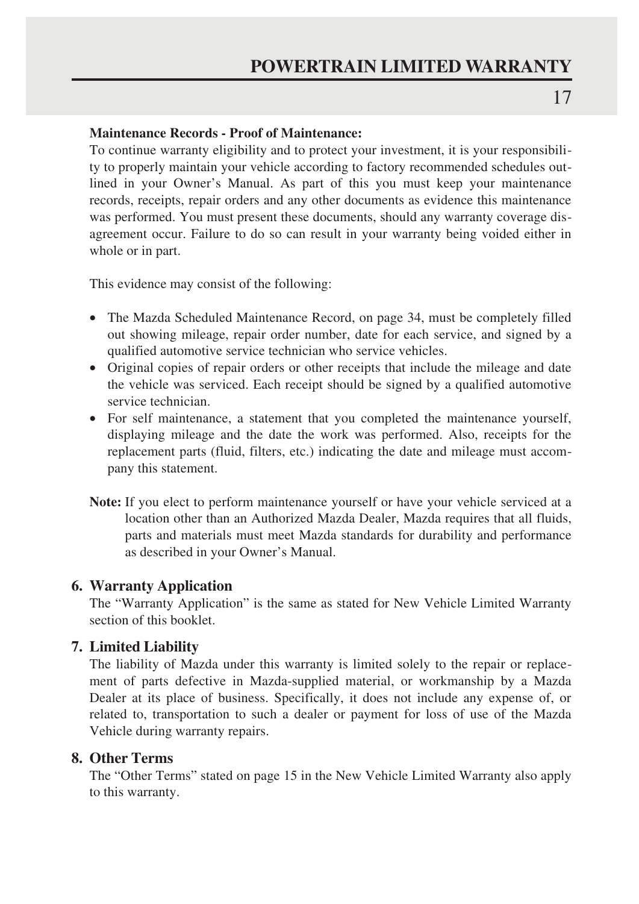**Maintenance Records - Proof of Maintenance:**

To continue warranty eligibility and to protect your investment, it is your responsibility to properly maintain your vehicle according to factory recommended schedules outlined in your Owner's Manual. As part of this you must keep your maintenance records, receipts, repair orders and any other documents as evidence this maintenance was performed. You must present these documents, should any warranty coverage disagreement occur. Failure to do so can result in your warranty being voided either in whole or in part.

This evidence may consist of the following:

- The Mazda Scheduled Maintenance Record, on page 34, must be completely filled out showing mileage, repair order number, date for each service, and signed by a qualified automotive service technician who service vehicles.
- Original copies of repair orders or other receipts that include the mileage and date the vehicle was serviced. Each receipt should be signed by a qualified automotive service technician.
- For self maintenance, a statement that you completed the maintenance yourself, displaying mileage and the date the work was performed. Also, receipts for the replacement parts (fluid, filters, etc.) indicating the date and mileage must accompany this statement.

**Note:** If you elect to perform maintenance yourself or have your vehicle serviced at a location other than an Authorized Mazda Dealer, Mazda requires that all fluids, parts and materials must meet Mazda standards for durability and performance as described in your Owner's Manual.

## 6. Warranty Application

The "Warranty Application" is the same as stated for New Vehicle Limited Warranty section of this booklet.

## 7. Limited Liability

The liability of Mazda under this warranty is limited solely to the repair or replacement of parts defective in Mazda-supplied material, or workmanship by a Mazda Dealer at its place of business. Specifically, it does not include any expense of, or related to, transportation to such a dealer or payment for loss of use of the Mazda Vehicle during warranty repairs.

## 8. Other Terms

The "Other Terms" stated on page 15 in the New Vehicle Limited Warranty also apply to this warranty.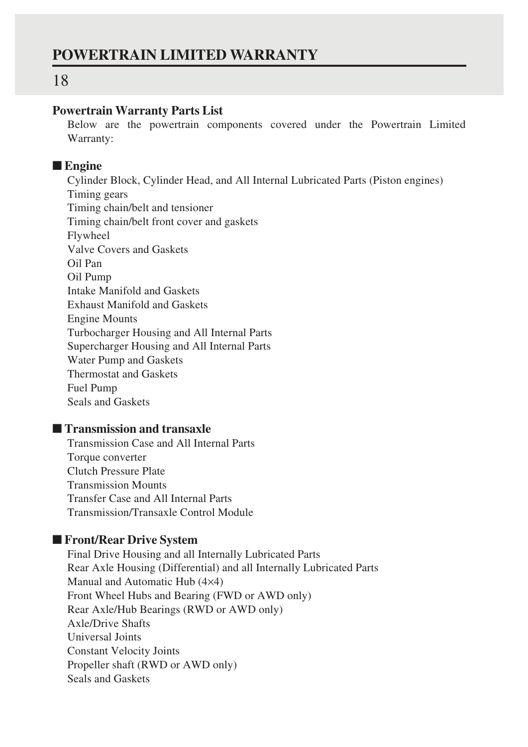# POWERTRAIN LIMITED WARRANTY

## Powertrain Warranty Parts List

Below are the powertrain components covered under the Powertrain Limited Warranty:

### ■ Engine

Cylinder Block, Cylinder Head, and All Internal Lubricated Parts (Piston engines)
Timing gears
Timing chain/belt and tensioner
Timing chain/belt front cover and gaskets
Flywheel
Valve Covers and Gaskets
Oil Pan
Oil Pump
Intake Manifold and Gaskets
Exhaust Manifold and Gaskets
Engine Mounts
Turbocharger Housing and All Internal Parts
Supercharger Housing and All Internal Parts
Water Pump and Gaskets
Thermostat and Gaskets
Fuel Pump
Seals and Gaskets

### ■ Transmission and transaxle

Transmission Case and All Internal Parts
Torque converter
Clutch Pressure Plate
Transmission Mounts
Transfer Case and All Internal Parts
Transmission/Transaxle Control Module

### ■ Front/Rear Drive System

Final Drive Housing and all Internally Lubricated Parts
Rear Axle Housing (Differential) and all Internally Lubricated Parts
Manual and Automatic Hub (4×4)
Front Wheel Hubs and Bearing (FWD or AWD only)
Rear Axle/Hub Bearings (RWD or AWD only)
Axle/Drive Shafts
Universal Joints
Constant Velocity Joints
Propeller shaft (RWD or AWD only)
Seals and Gaskets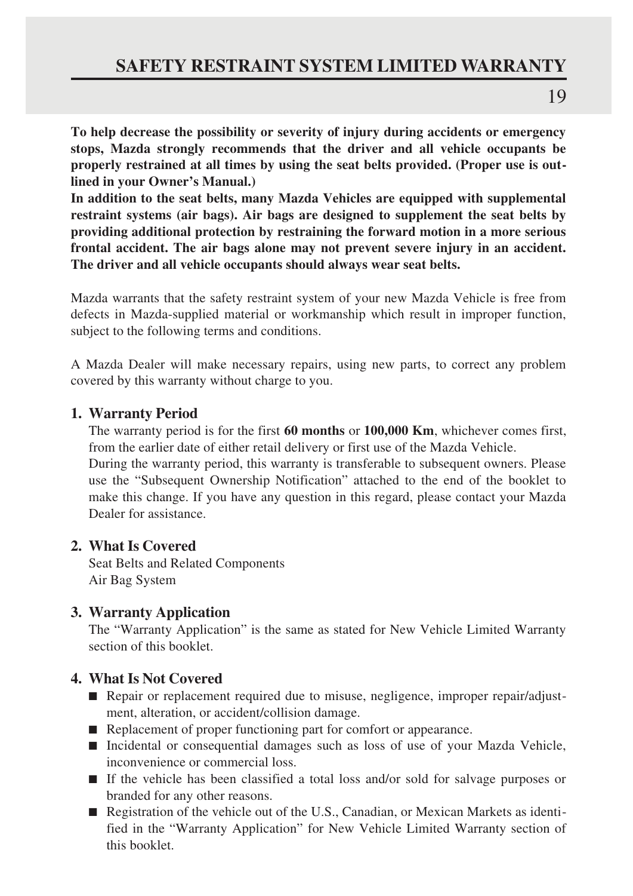# SAFETY RESTRAINT SYSTEM LIMITED WARRANTY

**To help decrease the possibility or severity of injury during accidents or emergency stops, Mazda strongly recommends that the driver and all vehicle occupants be properly restrained at all times by using the seat belts provided. (Proper use is outlined in your Owner's Manual.)**
**In addition to the seat belts, many Mazda Vehicles are equipped with supplemental restraint systems (air bags). Air bags are designed to supplement the seat belts by providing additional protection by restraining the forward motion in a more serious frontal accident. The air bags alone may not prevent severe injury in an accident. The driver and all vehicle occupants should always wear seat belts.**

Mazda warrants that the safety restraint system of your new Mazda Vehicle is free from defects in Mazda-supplied material or workmanship which result in improper function, subject to the following terms and conditions.

A Mazda Dealer will make necessary repairs, using new parts, to correct any problem covered by this warranty without charge to you.

### 1. Warranty Period

The warranty period is for the first **60 months** or **100,000 Km**, whichever comes first, from the earlier date of either retail delivery or first use of the Mazda Vehicle.
During the warranty period, this warranty is transferable to subsequent owners. Please use the "Subsequent Ownership Notification" attached to the end of the booklet to make this change. If you have any question in this regard, please contact your Mazda Dealer for assistance.

### 2. What Is Covered

Seat Belts and Related Components
Air Bag System

### 3. Warranty Application

The "Warranty Application" is the same as stated for New Vehicle Limited Warranty section of this booklet.

### 4. What Is Not Covered

- Repair or replacement required due to misuse, negligence, improper repair/adjustment, alteration, or accident/collision damage.
- Replacement of proper functioning part for comfort or appearance.
- Incidental or consequential damages such as loss of use of your Mazda Vehicle, inconvenience or commercial loss.
- If the vehicle has been classified a total loss and/or sold for salvage purposes or branded for any other reasons.
- Registration of the vehicle out of the U.S., Canadian, or Mexican Markets as identified in the "Warranty Application" for New Vehicle Limited Warranty section of this booklet.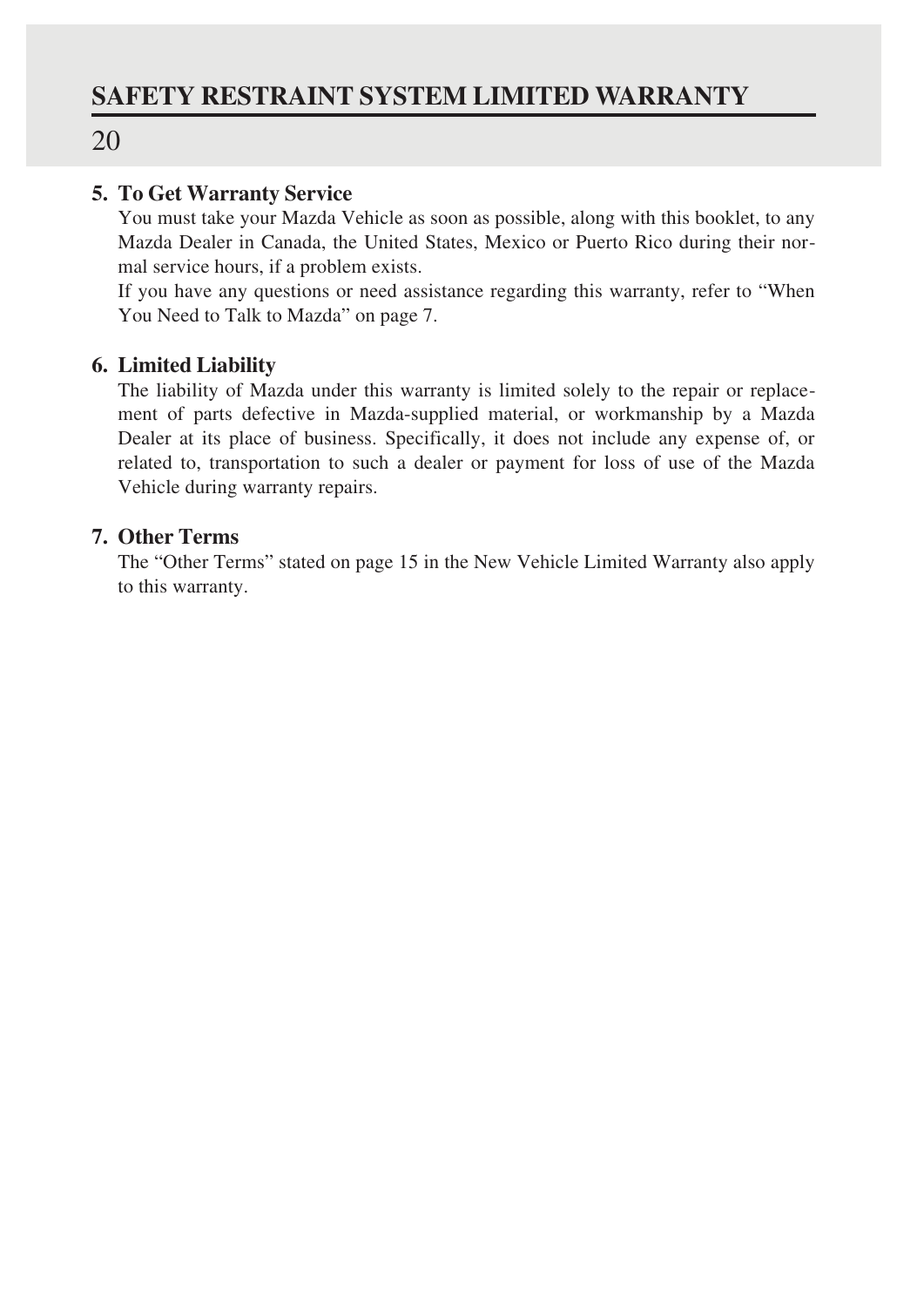**5. To Get Warranty Service**

You must take your Mazda Vehicle as soon as possible, along with this booklet, to any Mazda Dealer in Canada, the United States, Mexico or Puerto Rico during their normal service hours, if a problem exists.

If you have any questions or need assistance regarding this warranty, refer to "When You Need to Talk to Mazda" on page 7.

**6. Limited Liability**

The liability of Mazda under this warranty is limited solely to the repair or replacement of parts defective in Mazda-supplied material, or workmanship by a Mazda Dealer at its place of business. Specifically, it does not include any expense of, or related to, transportation to such a dealer or payment for loss of use of the Mazda Vehicle during warranty repairs.

**7. Other Terms**

The "Other Terms" stated on page 15 in the New Vehicle Limited Warranty also apply to this warranty.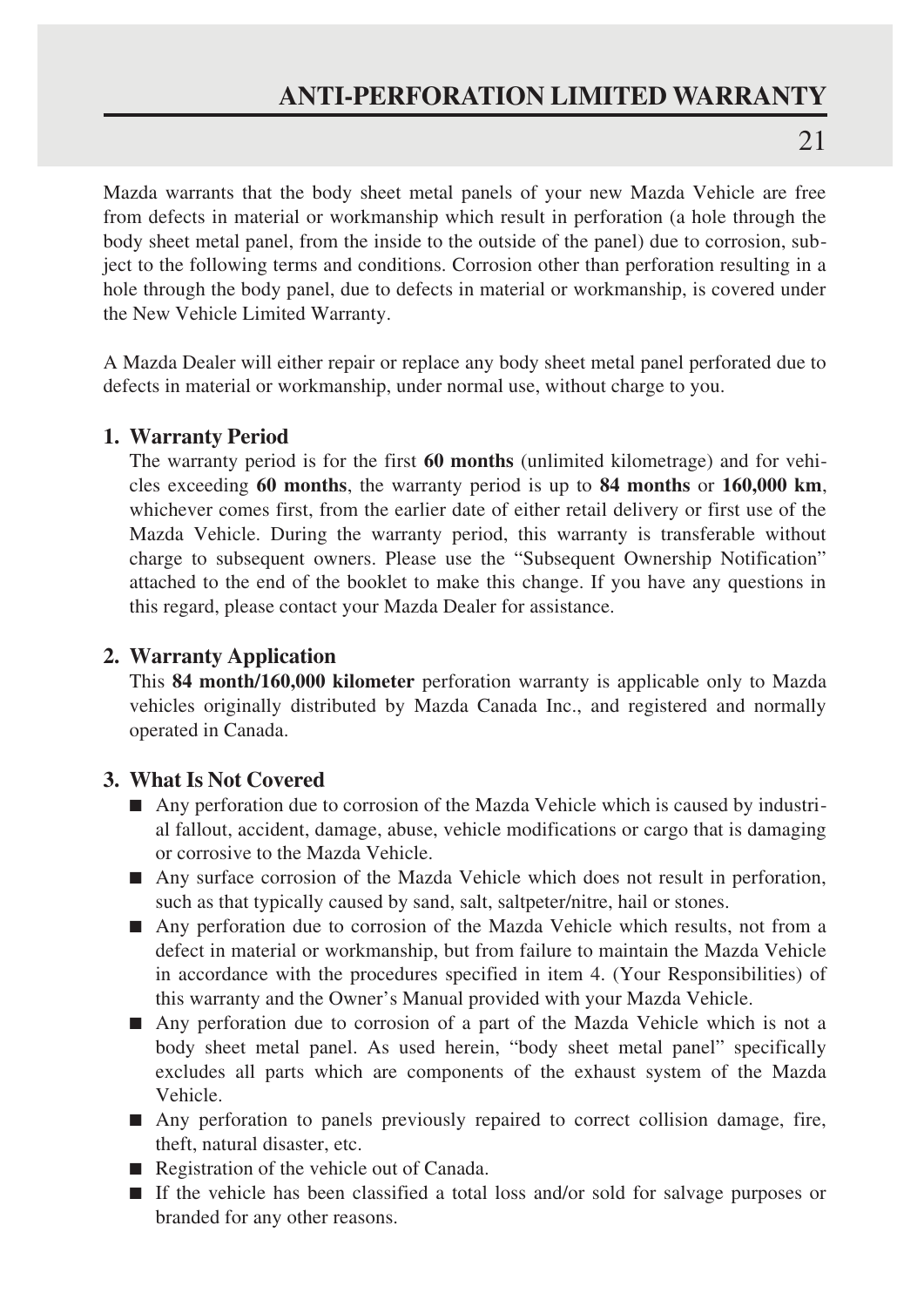# ANTI-PERFORATION LIMITED WARRANTY

Mazda warrants that the body sheet metal panels of your new Mazda Vehicle are free from defects in material or workmanship which result in perforation (a hole through the body sheet metal panel, from the inside to the outside of the panel) due to corrosion, subject to the following terms and conditions. Corrosion other than perforation resulting in a hole through the body panel, due to defects in material or workmanship, is covered under the New Vehicle Limited Warranty.

A Mazda Dealer will either repair or replace any body sheet metal panel perforated due to defects in material or workmanship, under normal use, without charge to you.

### 1. Warranty Period

The warranty period is for the first **60 months** (unlimited kilometrage) and for vehicles exceeding **60 months**, the warranty period is up to **84 months** or **160,000 km**, whichever comes first, from the earlier date of either retail delivery or first use of the Mazda Vehicle. During the warranty period, this warranty is transferable without charge to subsequent owners. Please use the "Subsequent Ownership Notification" attached to the end of the booklet to make this change. If you have any questions in this regard, please contact your Mazda Dealer for assistance.

### 2. Warranty Application

This **84 month/160,000 kilometer** perforation warranty is applicable only to Mazda vehicles originally distributed by Mazda Canada Inc., and registered and normally operated in Canada.

### 3. What Is Not Covered

- Any perforation due to corrosion of the Mazda Vehicle which is caused by industrial fallout, accident, damage, abuse, vehicle modifications or cargo that is damaging or corrosive to the Mazda Vehicle.
- Any surface corrosion of the Mazda Vehicle which does not result in perforation, such as that typically caused by sand, salt, saltpeter/nitre, hail or stones.
- Any perforation due to corrosion of the Mazda Vehicle which results, not from a defect in material or workmanship, but from failure to maintain the Mazda Vehicle in accordance with the procedures specified in item 4. (Your Responsibilities) of this warranty and the Owner's Manual provided with your Mazda Vehicle.
- Any perforation due to corrosion of a part of the Mazda Vehicle which is not a body sheet metal panel. As used herein, "body sheet metal panel" specifically excludes all parts which are components of the exhaust system of the Mazda Vehicle.
- Any perforation to panels previously repaired to correct collision damage, fire, theft, natural disaster, etc.
- Registration of the vehicle out of Canada.
- If the vehicle has been classified a total loss and/or sold for salvage purposes or branded for any other reasons.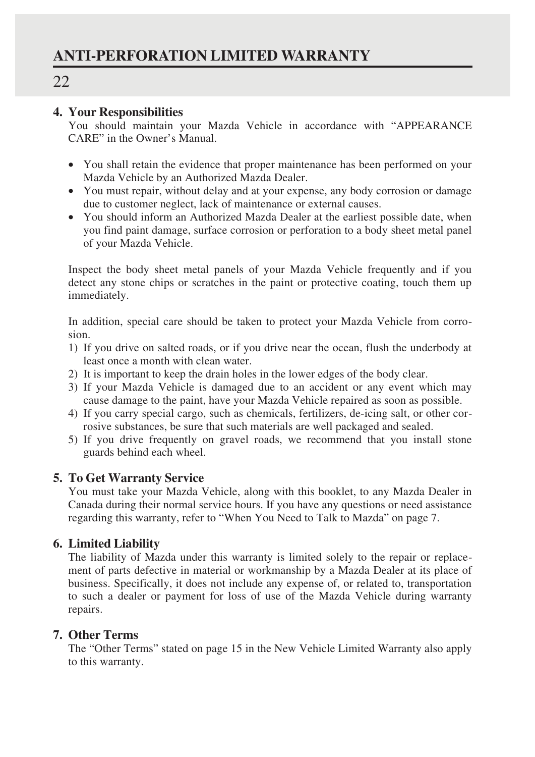## 4. Your Responsibilities

You should maintain your Mazda Vehicle in accordance with "APPEARANCE CARE" in the Owner's Manual.

- You shall retain the evidence that proper maintenance has been performed on your Mazda Vehicle by an Authorized Mazda Dealer.
- You must repair, without delay and at your expense, any body corrosion or damage due to customer neglect, lack of maintenance or external causes.
- You should inform an Authorized Mazda Dealer at the earliest possible date, when you find paint damage, surface corrosion or perforation to a body sheet metal panel of your Mazda Vehicle.

Inspect the body sheet metal panels of your Mazda Vehicle frequently and if you detect any stone chips or scratches in the paint or protective coating, touch them up immediately.

In addition, special care should be taken to protect your Mazda Vehicle from corrosion.

1) If you drive on salted roads, or if you drive near the ocean, flush the underbody at least once a month with clean water.
2) It is important to keep the drain holes in the lower edges of the body clear.
3) If your Mazda Vehicle is damaged due to an accident or any event which may cause damage to the paint, have your Mazda Vehicle repaired as soon as possible.
4) If you carry special cargo, such as chemicals, fertilizers, de-icing salt, or other corrosive substances, be sure that such materials are well packaged and sealed.
5) If you drive frequently on gravel roads, we recommend that you install stone guards behind each wheel.

## 5. To Get Warranty Service

You must take your Mazda Vehicle, along with this booklet, to any Mazda Dealer in Canada during their normal service hours. If you have any questions or need assistance regarding this warranty, refer to "When You Need to Talk to Mazda" on page 7.

## 6. Limited Liability

The liability of Mazda under this warranty is limited solely to the repair or replacement of parts defective in material or workmanship by a Mazda Dealer at its place of business. Specifically, it does not include any expense of, or related to, transportation to such a dealer or payment for loss of use of the Mazda Vehicle during warranty repairs.

## 7. Other Terms

The "Other Terms" stated on page 15 in the New Vehicle Limited Warranty also apply to this warranty.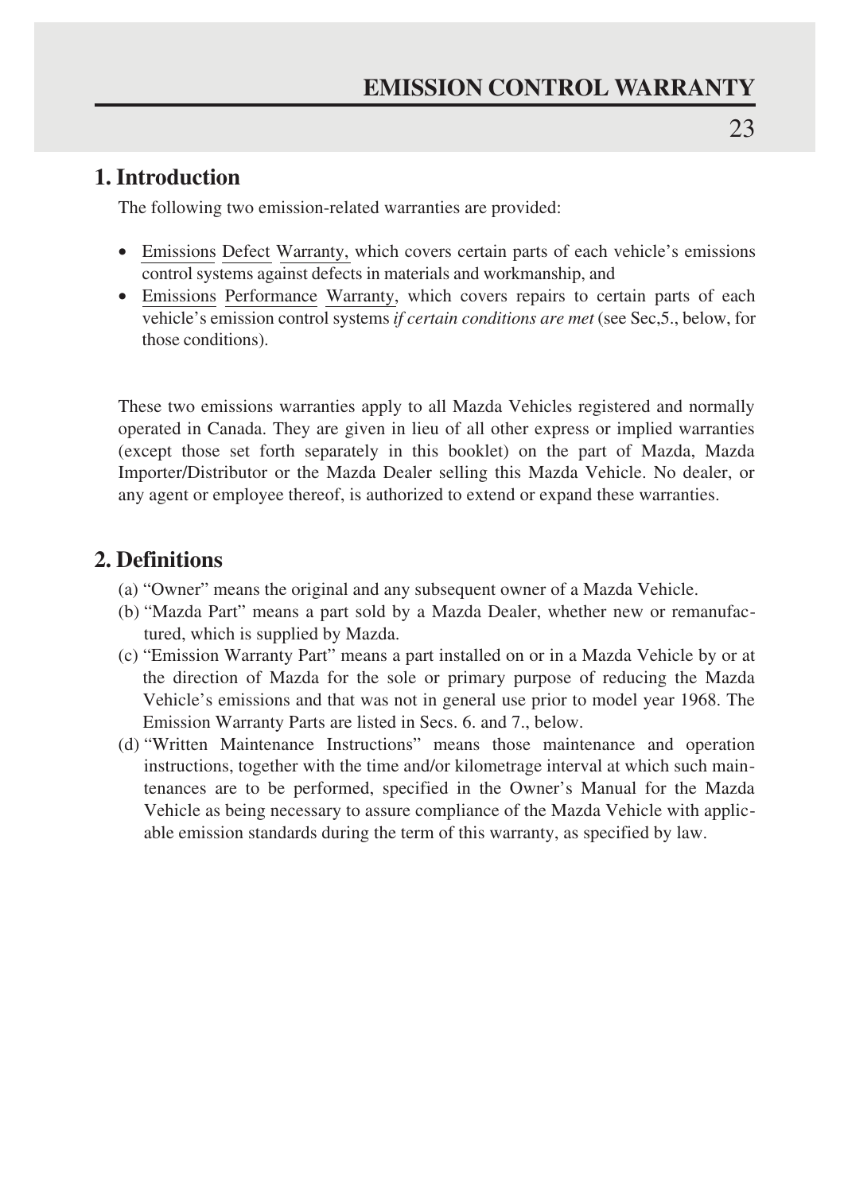# EMISSION CONTROL WARRANTY

## 1. Introduction

The following two emission-related warranties are provided:

- Emissions Defect Warranty, which covers certain parts of each vehicle's emissions control systems against defects in materials and workmanship, and
- Emissions Performance Warranty, which covers repairs to certain parts of each vehicle's emission control systems *if certain conditions are met* (see Sec,5., below, for those conditions).

These two emissions warranties apply to all Mazda Vehicles registered and normally operated in Canada. They are given in lieu of all other express or implied warranties (except those set forth separately in this booklet) on the part of Mazda, Mazda Importer/Distributor or the Mazda Dealer selling this Mazda Vehicle. No dealer, or any agent or employee thereof, is authorized to extend or expand these warranties.

## 2. Definitions

(a) "Owner" means the original and any subsequent owner of a Mazda Vehicle.

(b) "Mazda Part" means a part sold by a Mazda Dealer, whether new or remanufactured, which is supplied by Mazda.

(c) "Emission Warranty Part" means a part installed on or in a Mazda Vehicle by or at the direction of Mazda for the sole or primary purpose of reducing the Mazda Vehicle's emissions and that was not in general use prior to model year 1968. The Emission Warranty Parts are listed in Secs. 6. and 7., below.

(d) "Written Maintenance Instructions" means those maintenance and operation instructions, together with the time and/or kilometrage interval at which such maintenances are to be performed, specified in the Owner's Manual for the Mazda Vehicle as being necessary to assure compliance of the Mazda Vehicle with applicable emission standards during the term of this warranty, as specified by law.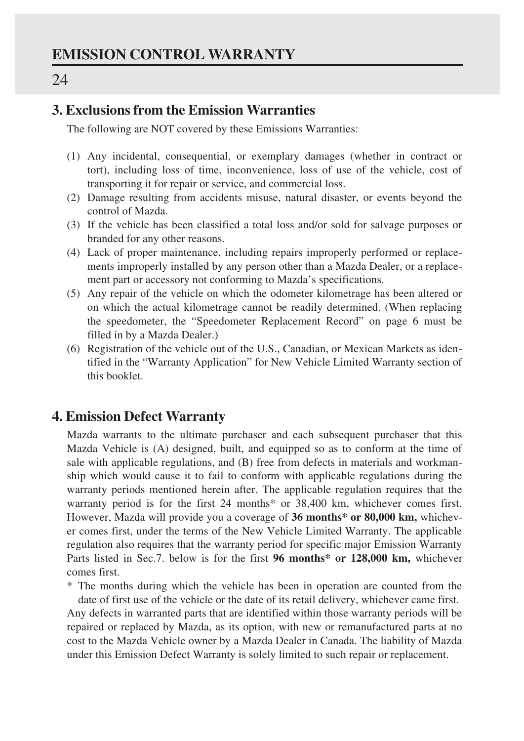## 3. Exclusions from the Emission Warranties

The following are NOT covered by these Emissions Warranties:

(1) Any incidental, consequential, or exemplary damages (whether in contract or tort), including loss of time, inconvenience, loss of use of the vehicle, cost of transporting it for repair or service, and commercial loss.
(2) Damage resulting from accidents misuse, natural disaster, or events beyond the control of Mazda.
(3) If the vehicle has been classified a total loss and/or sold for salvage purposes or branded for any other reasons.
(4) Lack of proper maintenance, including repairs improperly performed or replacements improperly installed by any person other than a Mazda Dealer, or a replacement part or accessory not conforming to Mazda's specifications.
(5) Any repair of the vehicle on which the odometer kilometrage has been altered or on which the actual kilometrage cannot be readily determined. (When replacing the speedometer, the "Speedometer Replacement Record" on page 6 must be filled in by a Mazda Dealer.)
(6) Registration of the vehicle out of the U.S., Canadian, or Mexican Markets as identified in the "Warranty Application" for New Vehicle Limited Warranty section of this booklet.

## 4. Emission Defect Warranty

Mazda warrants to the ultimate purchaser and each subsequent purchaser that this Mazda Vehicle is (A) designed, built, and equipped so as to conform at the time of sale with applicable regulations, and (B) free from defects in materials and workmanship which would cause it to fail to conform with applicable regulations during the warranty periods mentioned herein after. The applicable regulation requires that the warranty period is for the first 24 months* or 38,400 km, whichever comes first. However, Mazda will provide you a coverage of **36 months* or 80,000 km,** whichever comes first, under the terms of the New Vehicle Limited Warranty. The applicable regulation also requires that the warranty period for specific major Emission Warranty Parts listed in Sec.7. below is for the first **96 months* or 128,000 km,** whichever comes first.

* The months during which the vehicle has been in operation are counted from the date of first use of the vehicle or the date of its retail delivery, whichever came first.

Any defects in warranted parts that are identified within those warranty periods will be repaired or replaced by Mazda, as its option, with new or remanufactured parts at no cost to the Mazda Vehicle owner by a Mazda Dealer in Canada. The liability of Mazda under this Emission Defect Warranty is solely limited to such repair or replacement.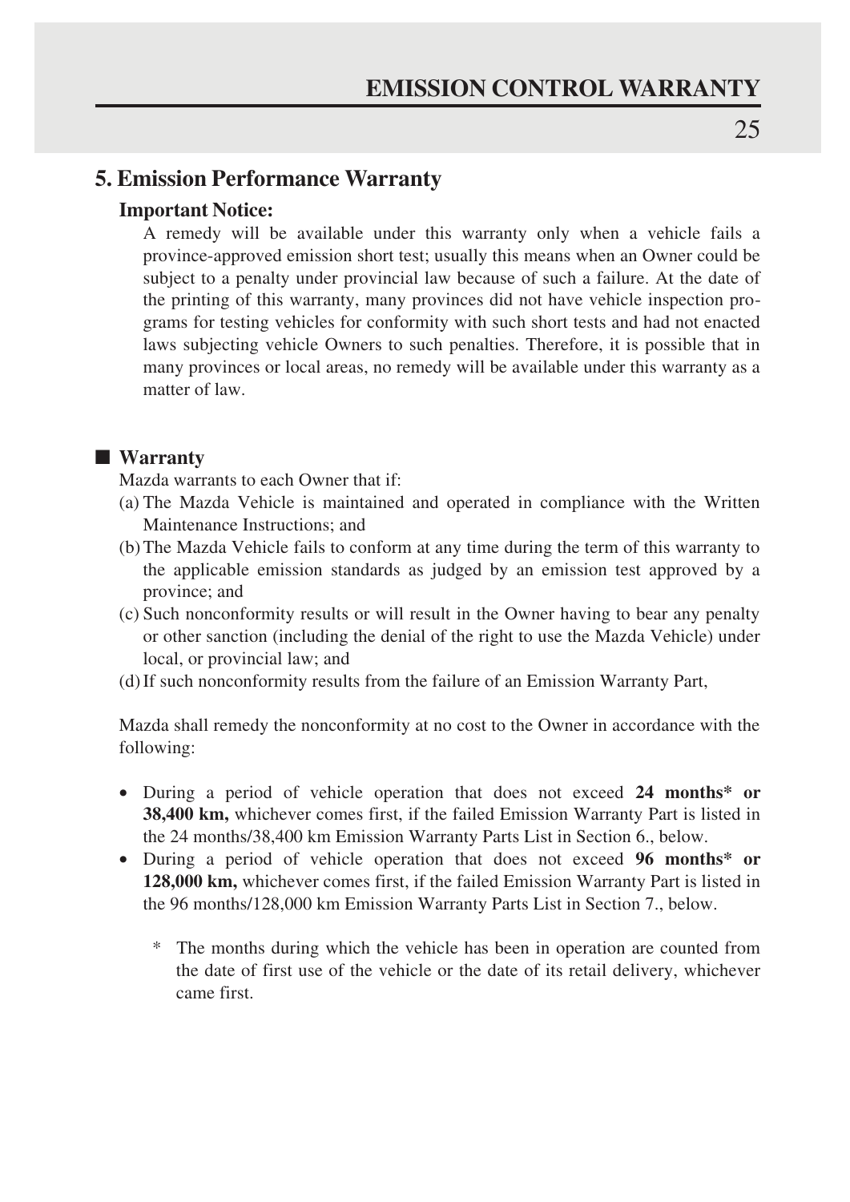## 5. Emission Performance Warranty

### Important Notice:

A remedy will be available under this warranty only when a vehicle fails a province-approved emission short test; usually this means when an Owner could be subject to a penalty under provincial law because of such a failure. At the date of the printing of this warranty, many provinces did not have vehicle inspection programs for testing vehicles for conformity with such short tests and had not enacted laws subjecting vehicle Owners to such penalties. Therefore, it is possible that in many provinces or local areas, no remedy will be available under this warranty as a matter of law.

### ■ Warranty

Mazda warrants to each Owner that if:

(a) The Mazda Vehicle is maintained and operated in compliance with the Written Maintenance Instructions; and

(b) The Mazda Vehicle fails to conform at any time during the term of this warranty to the applicable emission standards as judged by an emission test approved by a province; and

(c) Such nonconformity results or will result in the Owner having to bear any penalty or other sanction (including the denial of the right to use the Mazda Vehicle) under local, or provincial law; and

(d) If such nonconformity results from the failure of an Emission Warranty Part,

Mazda shall remedy the nonconformity at no cost to the Owner in accordance with the following:

- During a period of vehicle operation that does not exceed **24 months* or 38,400 km,** whichever comes first, if the failed Emission Warranty Part is listed in the 24 months/38,400 km Emission Warranty Parts List in Section 6., below.
- During a period of vehicle operation that does not exceed **96 months* or 128,000 km,** whichever comes first, if the failed Emission Warranty Part is listed in the 96 months/128,000 km Emission Warranty Parts List in Section 7., below.

  \* The months during which the vehicle has been in operation are counted from the date of first use of the vehicle or the date of its retail delivery, whichever came first.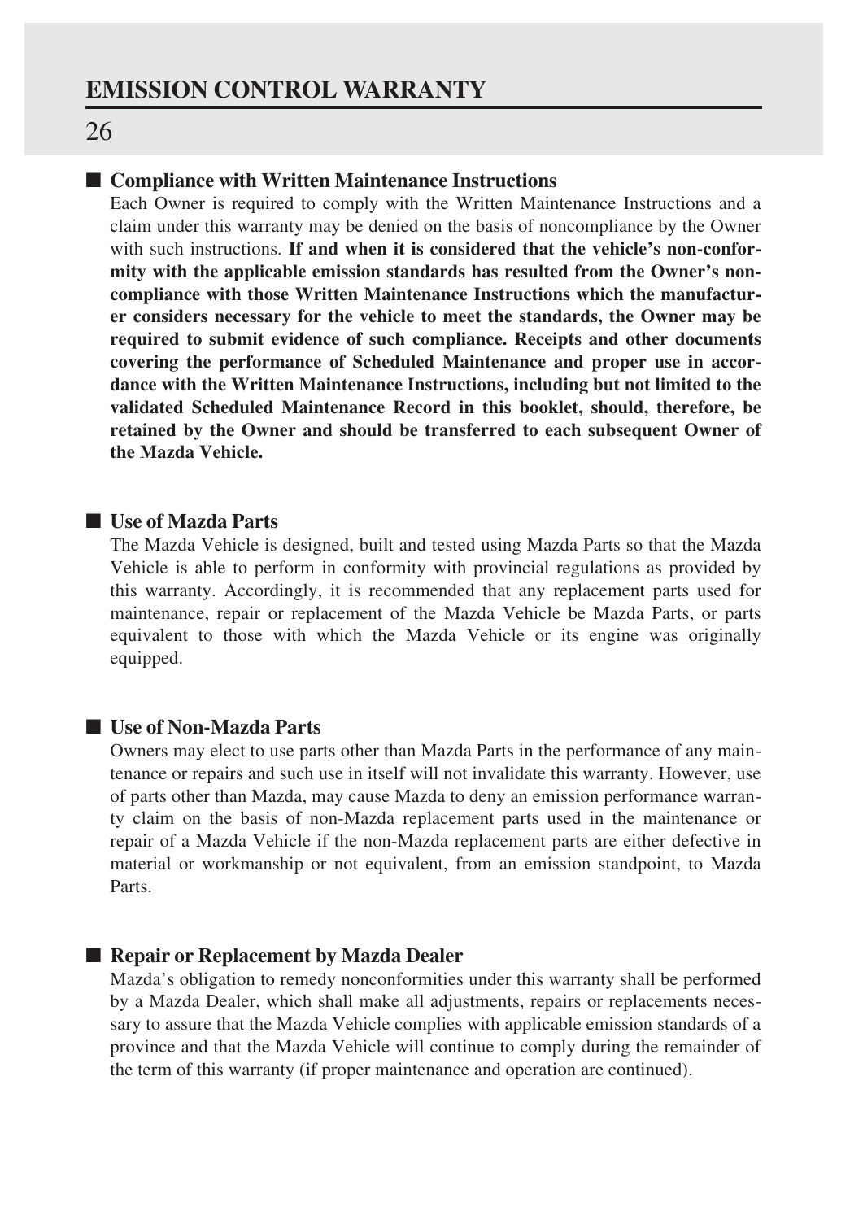### ■ Compliance with Written Maintenance Instructions

Each Owner is required to comply with the Written Maintenance Instructions and a claim under this warranty may be denied on the basis of noncompliance by the Owner with such instructions. **If and when it is considered that the vehicle's non-conformity with the applicable emission standards has resulted from the Owner's noncompliance with those Written Maintenance Instructions which the manufacturer considers necessary for the vehicle to meet the standards, the Owner may be required to submit evidence of such compliance. Receipts and other documents covering the performance of Scheduled Maintenance and proper use in accordance with the Written Maintenance Instructions, including but not limited to the validated Scheduled Maintenance Record in this booklet, should, therefore, be retained by the Owner and should be transferred to each subsequent Owner of the Mazda Vehicle.**

### ■ Use of Mazda Parts

The Mazda Vehicle is designed, built and tested using Mazda Parts so that the Mazda Vehicle is able to perform in conformity with provincial regulations as provided by this warranty. Accordingly, it is recommended that any replacement parts used for maintenance, repair or replacement of the Mazda Vehicle be Mazda Parts, or parts equivalent to those with which the Mazda Vehicle or its engine was originally equipped.

### ■ Use of Non-Mazda Parts

Owners may elect to use parts other than Mazda Parts in the performance of any maintenance or repairs and such use in itself will not invalidate this warranty. However, use of parts other than Mazda, may cause Mazda to deny an emission performance warranty claim on the basis of non-Mazda replacement parts used in the maintenance or repair of a Mazda Vehicle if the non-Mazda replacement parts are either defective in material or workmanship or not equivalent, from an emission standpoint, to Mazda Parts.

### ■ Repair or Replacement by Mazda Dealer

Mazda's obligation to remedy nonconformities under this warranty shall be performed by a Mazda Dealer, which shall make all adjustments, repairs or replacements necessary to assure that the Mazda Vehicle complies with applicable emission standards of a province and that the Mazda Vehicle will continue to comply during the remainder of the term of this warranty (if proper maintenance and operation are continued).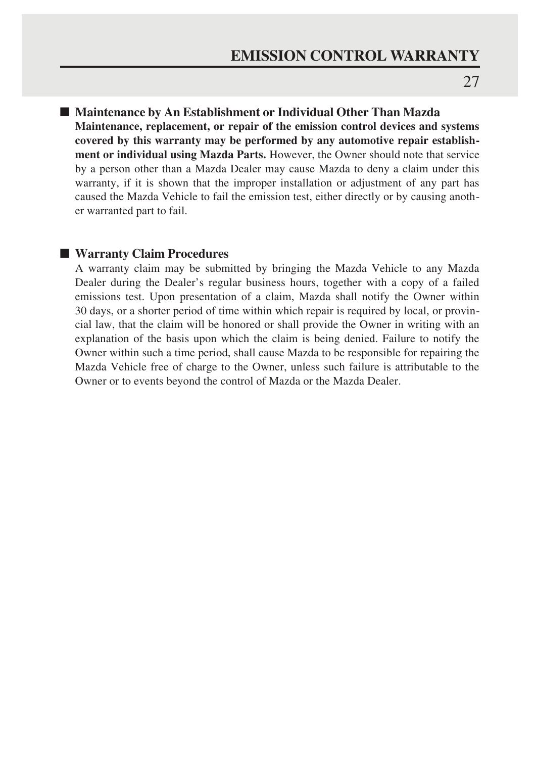## ■ Maintenance by An Establishment or Individual Other Than Mazda

**Maintenance, replacement, or repair of the emission control devices and systems covered by this warranty may be performed by any automotive repair establishment or individual using Mazda Parts.** However, the Owner should note that service by a person other than a Mazda Dealer may cause Mazda to deny a claim under this warranty, if it is shown that the improper installation or adjustment of any part has caused the Mazda Vehicle to fail the emission test, either directly or by causing another warranted part to fail.

## ■ Warranty Claim Procedures

A warranty claim may be submitted by bringing the Mazda Vehicle to any Mazda Dealer during the Dealer's regular business hours, together with a copy of a failed emissions test. Upon presentation of a claim, Mazda shall notify the Owner within 30 days, or a shorter period of time within which repair is required by local, or provincial law, that the claim will be honored or shall provide the Owner in writing with an explanation of the basis upon which the claim is being denied. Failure to notify the Owner within such a time period, shall cause Mazda to be responsible for repairing the Mazda Vehicle free of charge to the Owner, unless such failure is attributable to the Owner or to events beyond the control of Mazda or the Mazda Dealer.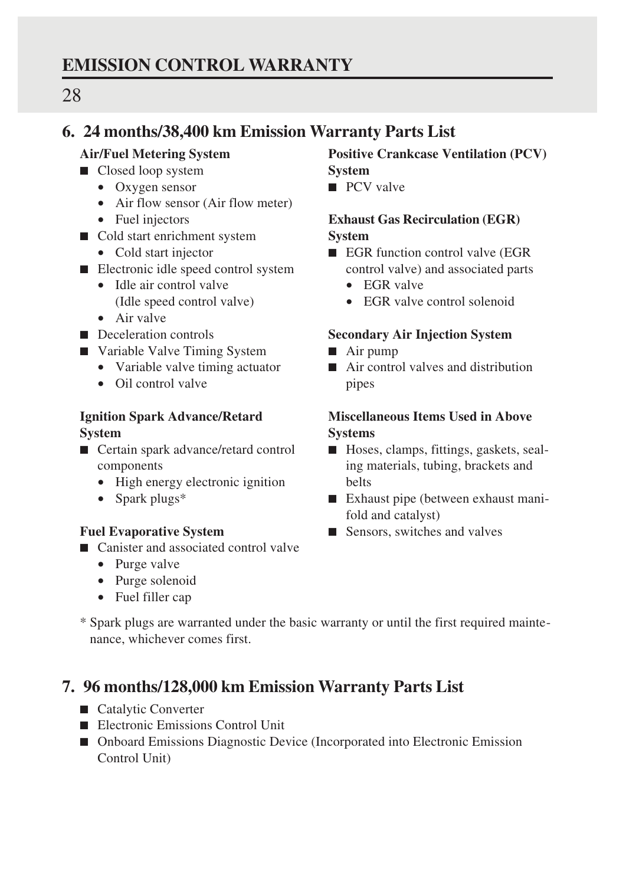## 6. 24 months/38,400 km Emission Warranty Parts List

**Air/Fuel Metering System**

- Closed loop system
  - Oxygen sensor
  - Air flow sensor (Air flow meter)
  - Fuel injectors
- Cold start enrichment system
  - Cold start injector
- Electronic idle speed control system
  - Idle air control valve (Idle speed control valve)
  - Air valve
- Deceleration controls
- Variable Valve Timing System
  - Variable valve timing actuator
  - Oil control valve

**Ignition Spark Advance/Retard System**

- Certain spark advance/retard control components
  - High energy electronic ignition
  - Spark plugs*

**Fuel Evaporative System**

- Canister and associated control valve
  - Purge valve
  - Purge solenoid
  - Fuel filler cap

**Positive Crankcase Ventilation (PCV) System**

- PCV valve

**Exhaust Gas Recirculation (EGR) System**

- EGR function control valve (EGR control valve) and associated parts
  - EGR valve
  - EGR valve control solenoid

**Secondary Air Injection System**

- Air pump
- Air control valves and distribution pipes

**Miscellaneous Items Used in Above Systems**

- Hoses, clamps, fittings, gaskets, sealing materials, tubing, brackets and belts
- Exhaust pipe (between exhaust manifold and catalyst)
- Sensors, switches and valves

* Spark plugs are warranted under the basic warranty or until the first required maintenance, whichever comes first.

## 7. 96 months/128,000 km Emission Warranty Parts List

- Catalytic Converter
- Electronic Emissions Control Unit
- Onboard Emissions Diagnostic Device (Incorporated into Electronic Emission Control Unit)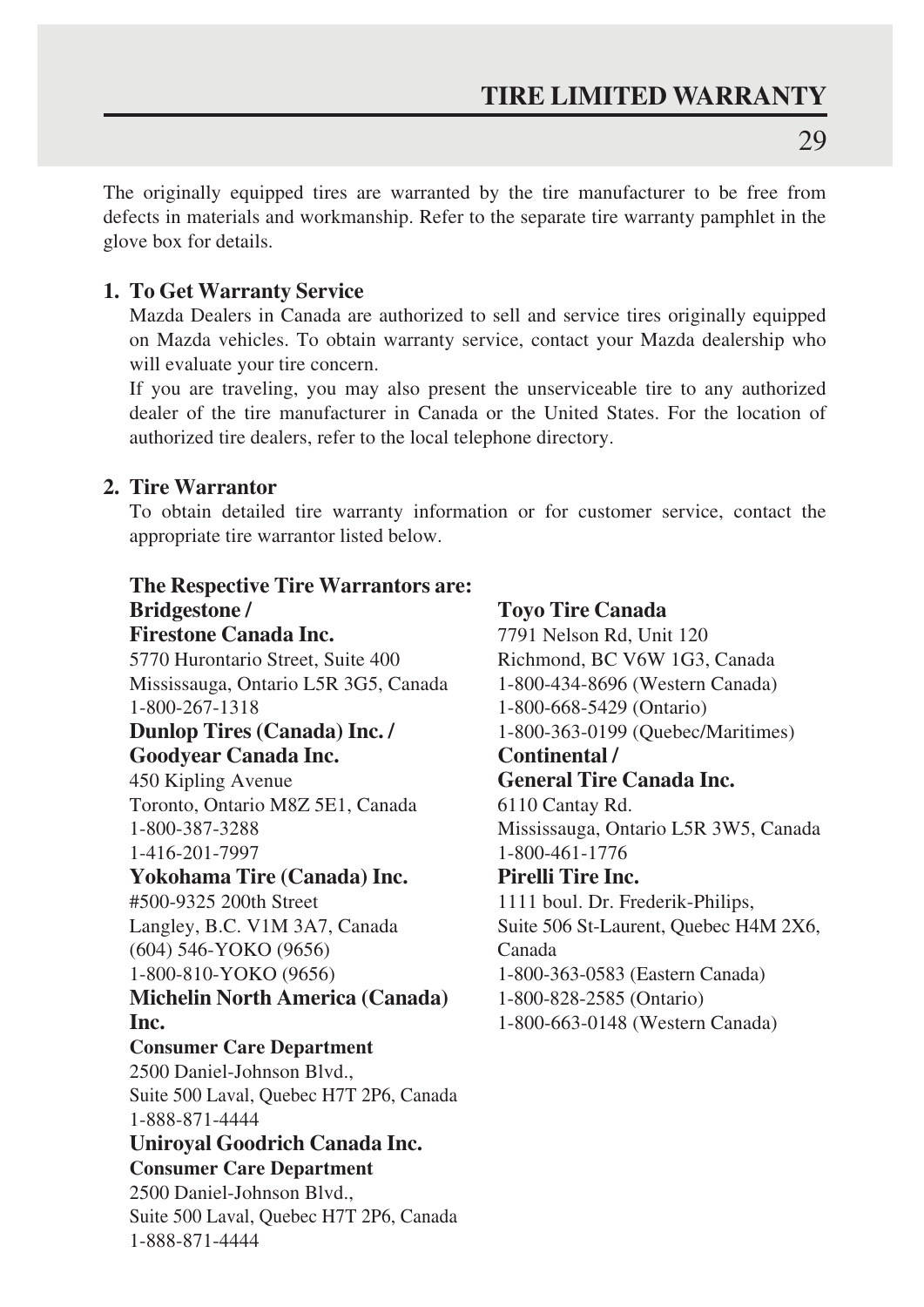# TIRE LIMITED WARRANTY

The originally equipped tires are warranted by the tire manufacturer to be free from defects in materials and workmanship. Refer to the separate tire warranty pamphlet in the glove box for details.

## 1. To Get Warranty Service

Mazda Dealers in Canada are authorized to sell and service tires originally equipped on Mazda vehicles. To obtain warranty service, contact your Mazda dealership who will evaluate your tire concern.

If you are traveling, you may also present the unserviceable tire to any authorized dealer of the tire manufacturer in Canada or the United States. For the location of authorized tire dealers, refer to the local telephone directory.

## 2. Tire Warrantor

To obtain detailed tire warranty information or for customer service, contact the appropriate tire warrantor listed below.

**The Respective Tire Warrantors are:**

**Bridgestone / Firestone Canada Inc.**
5770 Hurontario Street, Suite 400
Mississauga, Ontario L5R 3G5, Canada
1-800-267-1318

**Dunlop Tires (Canada) Inc. / Goodyear Canada Inc.**
450 Kipling Avenue
Toronto, Ontario M8Z 5E1, Canada
1-800-387-3288
1-416-201-7997

**Yokohama Tire (Canada) Inc.**
#500-9325 200th Street
Langley, B.C. V1M 3A7, Canada
(604) 546-YOKO (9656)
1-800-810-YOKO (9656)

**Michelin North America (Canada) Inc.**
**Consumer Care Department**
2500 Daniel-Johnson Blvd.,
Suite 500 Laval, Quebec H7T 2P6, Canada
1-888-871-4444

**Uniroyal Goodrich Canada Inc.**
**Consumer Care Department**
2500 Daniel-Johnson Blvd.,
Suite 500 Laval, Quebec H7T 2P6, Canada
1-888-871-4444

**Toyo Tire Canada**
7791 Nelson Rd, Unit 120
Richmond, BC V6W 1G3, Canada
1-800-434-8696 (Western Canada)
1-800-668-5429 (Ontario)
1-800-363-0199 (Quebec/Maritimes)

**Continental / General Tire Canada Inc.**
6110 Cantay Rd.
Mississauga, Ontario L5R 3W5, Canada
1-800-461-1776

**Pirelli Tire Inc.**
1111 boul. Dr. Frederik-Philips,
Suite 506 St-Laurent, Quebec H4M 2X6, Canada
1-800-363-0583 (Eastern Canada)
1-800-828-2585 (Ontario)
1-800-663-0148 (Western Canada)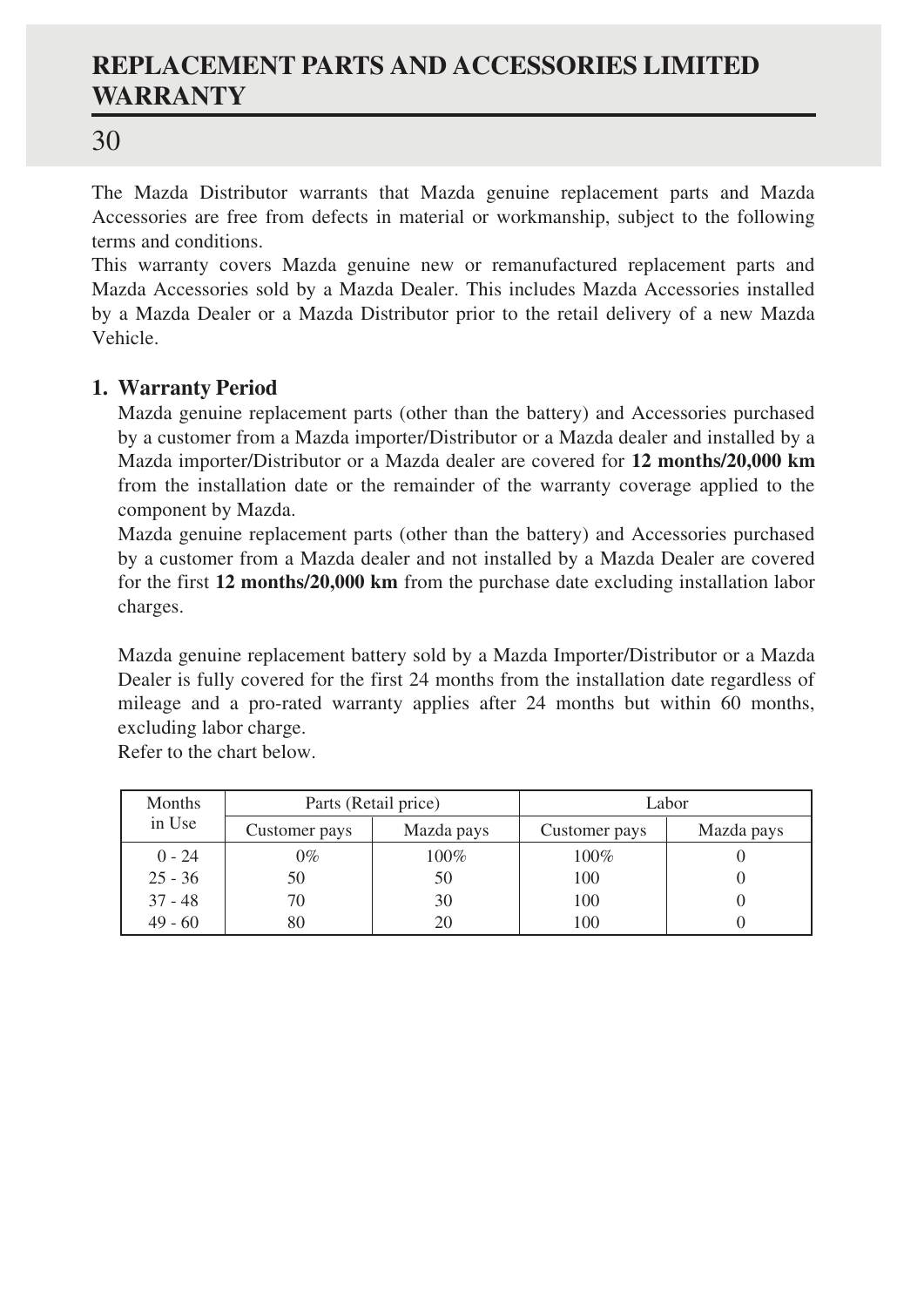# REPLACEMENT PARTS AND ACCESSORIES LIMITED WARRANTY

## 30

The Mazda Distributor warrants that Mazda genuine replacement parts and Mazda Accessories are free from defects in material or workmanship, subject to the following terms and conditions.

This warranty covers Mazda genuine new or remanufactured replacement parts and Mazda Accessories sold by a Mazda Dealer. This includes Mazda Accessories installed by a Mazda Dealer or a Mazda Distributor prior to the retail delivery of a new Mazda Vehicle.

### 1. Warranty Period

Mazda genuine replacement parts (other than the battery) and Accessories purchased by a customer from a Mazda importer/Distributor or a Mazda dealer and installed by a Mazda importer/Distributor or a Mazda dealer are covered for **12 months/20,000 km** from the installation date or the remainder of the warranty coverage applied to the component by Mazda.

Mazda genuine replacement parts (other than the battery) and Accessories purchased by a customer from a Mazda dealer and not installed by a Mazda Dealer are covered for the first **12 months/20,000 km** from the purchase date excluding installation labor charges.

Mazda genuine replacement battery sold by a Mazda Importer/Distributor or a Mazda Dealer is fully covered for the first 24 months from the installation date regardless of mileage and a pro-rated warranty applies after 24 months but within 60 months, excluding labor charge.

Refer to the chart below.

| Months in Use | Parts (Retail price) | | Labor | |
|---|---|---|---|---|
| | Customer pays | Mazda pays | Customer pays | Mazda pays |
| 0 - 24 | 0% | 100% | 100% | 0 |
| 25 - 36 | 50 | 50 | 100 | 0 |
| 37 - 48 | 70 | 30 | 100 | 0 |
| 49 - 60 | 80 | 20 | 100 | 0 |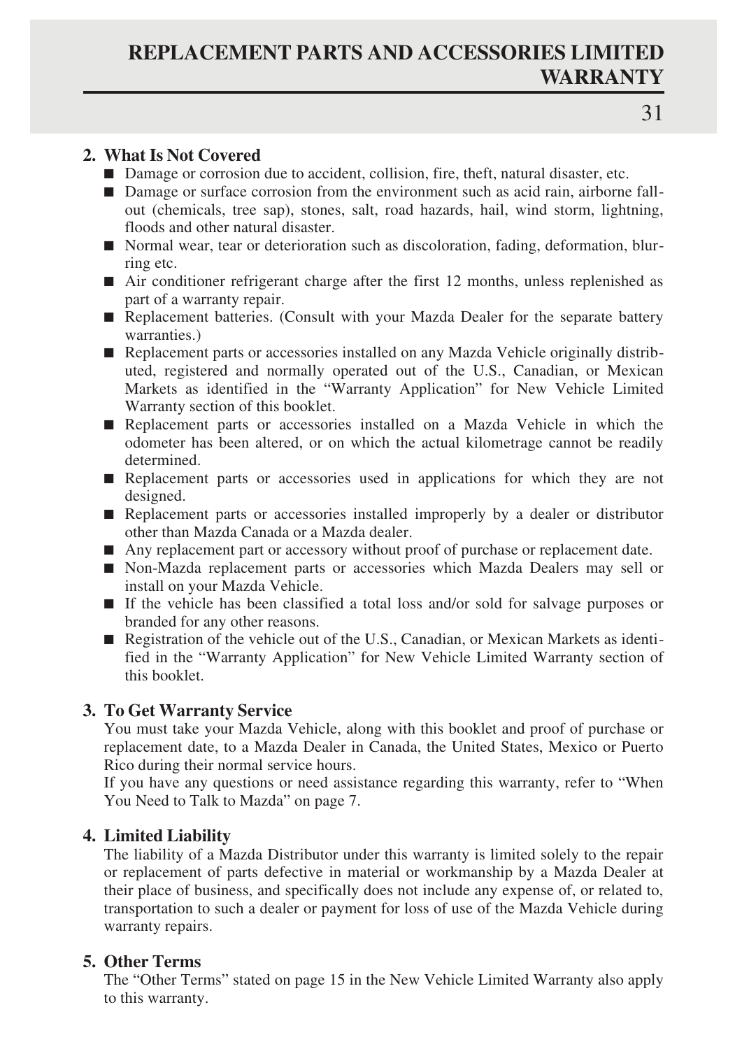## 2. What Is Not Covered

- Damage or corrosion due to accident, collision, fire, theft, natural disaster, etc.
- Damage or surface corrosion from the environment such as acid rain, airborne fallout (chemicals, tree sap), stones, salt, road hazards, hail, wind storm, lightning, floods and other natural disaster.
- Normal wear, tear or deterioration such as discoloration, fading, deformation, blurring etc.
- Air conditioner refrigerant charge after the first 12 months, unless replenished as part of a warranty repair.
- Replacement batteries. (Consult with your Mazda Dealer for the separate battery warranties.)
- Replacement parts or accessories installed on any Mazda Vehicle originally distributed, registered and normally operated out of the U.S., Canadian, or Mexican Markets as identified in the "Warranty Application" for New Vehicle Limited Warranty section of this booklet.
- Replacement parts or accessories installed on a Mazda Vehicle in which the odometer has been altered, or on which the actual kilometrage cannot be readily determined.
- Replacement parts or accessories used in applications for which they are not designed.
- Replacement parts or accessories installed improperly by a dealer or distributor other than Mazda Canada or a Mazda dealer.
- Any replacement part or accessory without proof of purchase or replacement date.
- Non-Mazda replacement parts or accessories which Mazda Dealers may sell or install on your Mazda Vehicle.
- If the vehicle has been classified a total loss and/or sold for salvage purposes or branded for any other reasons.
- Registration of the vehicle out of the U.S., Canadian, or Mexican Markets as identified in the "Warranty Application" for New Vehicle Limited Warranty section of this booklet.

## 3. To Get Warranty Service

You must take your Mazda Vehicle, along with this booklet and proof of purchase or replacement date, to a Mazda Dealer in Canada, the United States, Mexico or Puerto Rico during their normal service hours.

If you have any questions or need assistance regarding this warranty, refer to "When You Need to Talk to Mazda" on page 7.

## 4. Limited Liability

The liability of a Mazda Distributor under this warranty is limited solely to the repair or replacement of parts defective in material or workmanship by a Mazda Dealer at their place of business, and specifically does not include any expense of, or related to, transportation to such a dealer or payment for loss of use of the Mazda Vehicle during warranty repairs.

## 5. Other Terms

The "Other Terms" stated on page 15 in the New Vehicle Limited Warranty also apply to this warranty.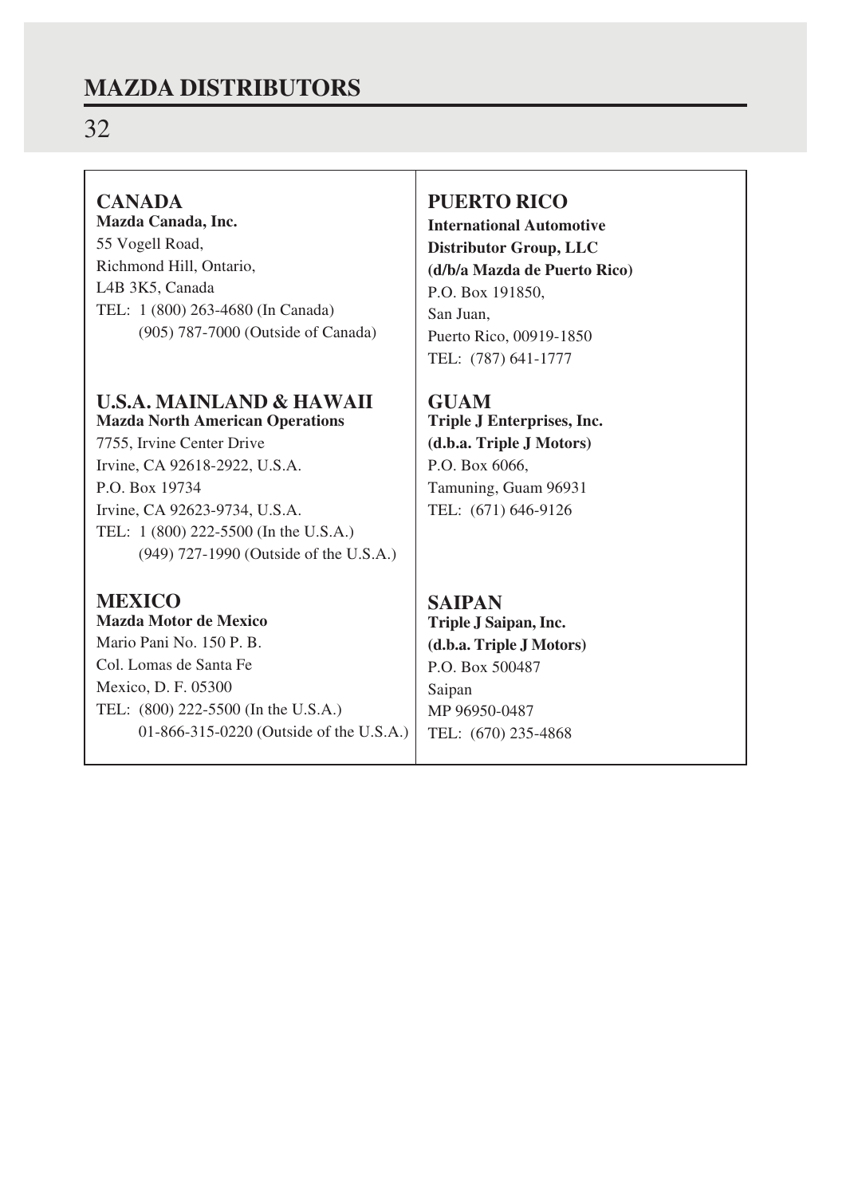# MAZDA DISTRIBUTORS

## CANADA

**Mazda Canada, Inc.**
55 Vogell Road,
Richmond Hill, Ontario,
L4B 3K5, Canada
TEL: 1 (800) 263-4680 (In Canada)
(905) 787-7000 (Outside of Canada)

## U.S.A. MAINLAND & HAWAII

**Mazda North American Operations**
7755, Irvine Center Drive
Irvine, CA 92618-2922, U.S.A.
P.O. Box 19734
Irvine, CA 92623-9734, U.S.A.
TEL: 1 (800) 222-5500 (In the U.S.A.)
(949) 727-1990 (Outside of the U.S.A.)

## MEXICO

**Mazda Motor de Mexico**
Mario Pani No. 150 P. B.
Col. Lomas de Santa Fe
Mexico, D. F. 05300
TEL: (800) 222-5500 (In the U.S.A.)
01-866-315-0220 (Outside of the U.S.A.)

## PUERTO RICO

**International Automotive Distributor Group, LLC (d/b/a Mazda de Puerto Rico)**
P.O. Box 191850,
San Juan,
Puerto Rico, 00919-1850
TEL: (787) 641-1777

## GUAM

**Triple J Enterprises, Inc. (d.b.a. Triple J Motors)**
P.O. Box 6066,
Tamuning, Guam 96931
TEL: (671) 646-9126

## SAIPAN

**Triple J Saipan, Inc. (d.b.a. Triple J Motors)**
P.O. Box 500487
Saipan
MP 96950-0487
TEL: (670) 235-4868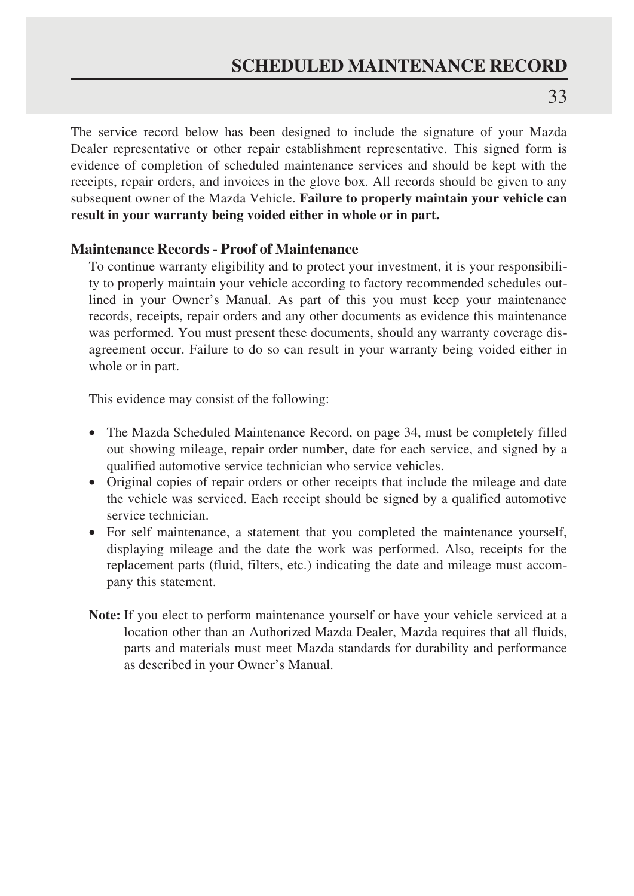# SCHEDULED MAINTENANCE RECORD

The service record below has been designed to include the signature of your Mazda Dealer representative or other repair establishment representative. This signed form is evidence of completion of scheduled maintenance services and should be kept with the receipts, repair orders, and invoices in the glove box. All records should be given to any subsequent owner of the Mazda Vehicle. **Failure to properly maintain your vehicle can result in your warranty being voided either in whole or in part.**

## Maintenance Records - Proof of Maintenance

To continue warranty eligibility and to protect your investment, it is your responsibility to properly maintain your vehicle according to factory recommended schedules outlined in your Owner's Manual. As part of this you must keep your maintenance records, receipts, repair orders and any other documents as evidence this maintenance was performed. You must present these documents, should any warranty coverage disagreement occur. Failure to do so can result in your warranty being voided either in whole or in part.

This evidence may consist of the following:

- The Mazda Scheduled Maintenance Record, on page 34, must be completely filled out showing mileage, repair order number, date for each service, and signed by a qualified automotive service technician who service vehicles.
- Original copies of repair orders or other receipts that include the mileage and date the vehicle was serviced. Each receipt should be signed by a qualified automotive service technician.
- For self maintenance, a statement that you completed the maintenance yourself, displaying mileage and the date the work was performed. Also, receipts for the replacement parts (fluid, filters, etc.) indicating the date and mileage must accompany this statement.

**Note:** If you elect to perform maintenance yourself or have your vehicle serviced at a location other than an Authorized Mazda Dealer, Mazda requires that all fluids, parts and materials must meet Mazda standards for durability and performance as described in your Owner's Manual.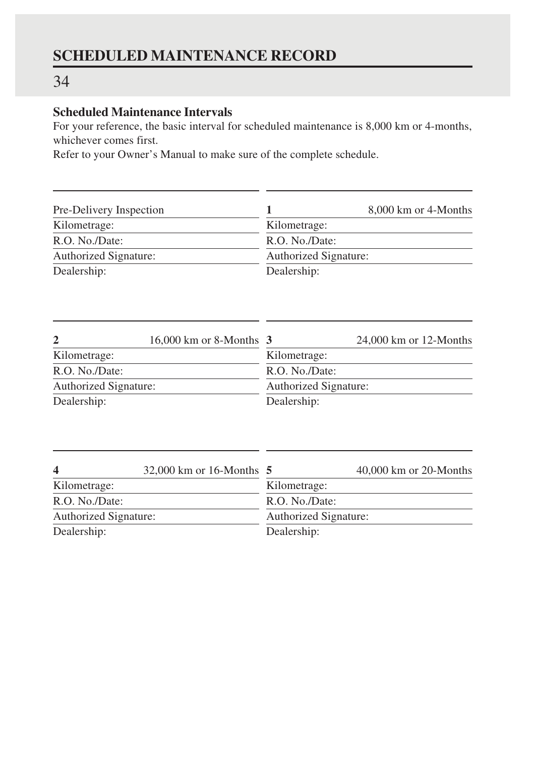# SCHEDULED MAINTENANCE RECORD

### Scheduled Maintenance Intervals

For your reference, the basic interval for scheduled maintenance is 8,000 km or 4-months, whichever comes first.
Refer to your Owner's Manual to make sure of the complete schedule.

| Pre-Delivery Inspection | |
|---|---|
| Kilometrage: | |
| R.O. No./Date: | |
| Authorized Signature: | |
| Dealership: | |

| **1** | 8,000 km or 4-Months |
|---|---|
| Kilometrage: | |
| R.O. No./Date: | |
| Authorized Signature: | |
| Dealership: | |

| **2** | 16,000 km or 8-Months |
|---|---|
| Kilometrage: | |
| R.O. No./Date: | |
| Authorized Signature: | |
| Dealership: | |

| **3** | 24,000 km or 12-Months |
|---|---|
| Kilometrage: | |
| R.O. No./Date: | |
| Authorized Signature: | |
| Dealership: | |

| **4** | 32,000 km or 16-Months |
|---|---|
| Kilometrage: | |
| R.O. No./Date: | |
| Authorized Signature: | |
| Dealership: | |

| **5** | 40,000 km or 20-Months |
|---|---|
| Kilometrage: | |
| R.O. No./Date: | |
| Authorized Signature: | |
| Dealership: | |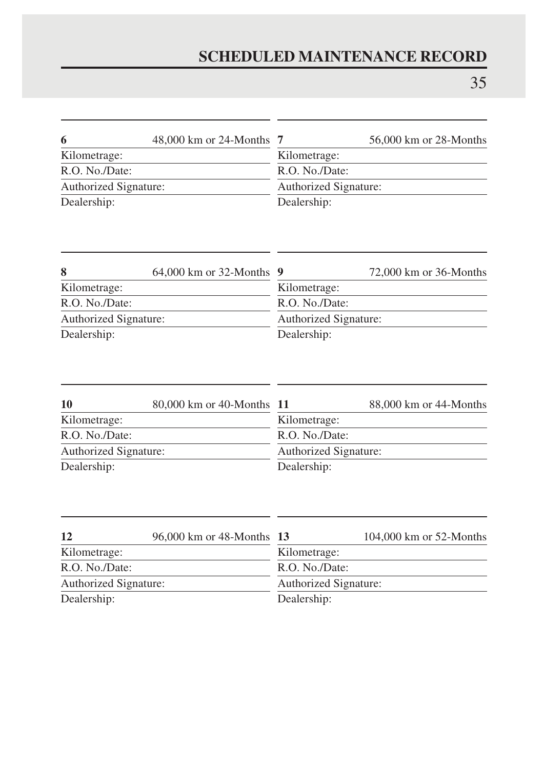# SCHEDULED MAINTENANCE RECORD

**6** 48,000 km or 24-Months

Kilometrage:

R.O. No./Date:

Authorized Signature:

Dealership:

**7** 56,000 km or 28-Months

Kilometrage:

R.O. No./Date:

Authorized Signature:

Dealership:

**8** 64,000 km or 32-Months

Kilometrage:

R.O. No./Date:

Authorized Signature:

Dealership:

**9** 72,000 km or 36-Months

Kilometrage:

R.O. No./Date:

Authorized Signature:

Dealership:

**10** 80,000 km or 40-Months

Kilometrage:

R.O. No./Date:

Authorized Signature:

Dealership:

**11** 88,000 km or 44-Months

Kilometrage:

R.O. No./Date:

Authorized Signature:

Dealership:

**12** 96,000 km or 48-Months

Kilometrage:

R.O. No./Date:

Authorized Signature:

Dealership:

**13** 104,000 km or 52-Months

Kilometrage:

R.O. No./Date:

Authorized Signature:

Dealership: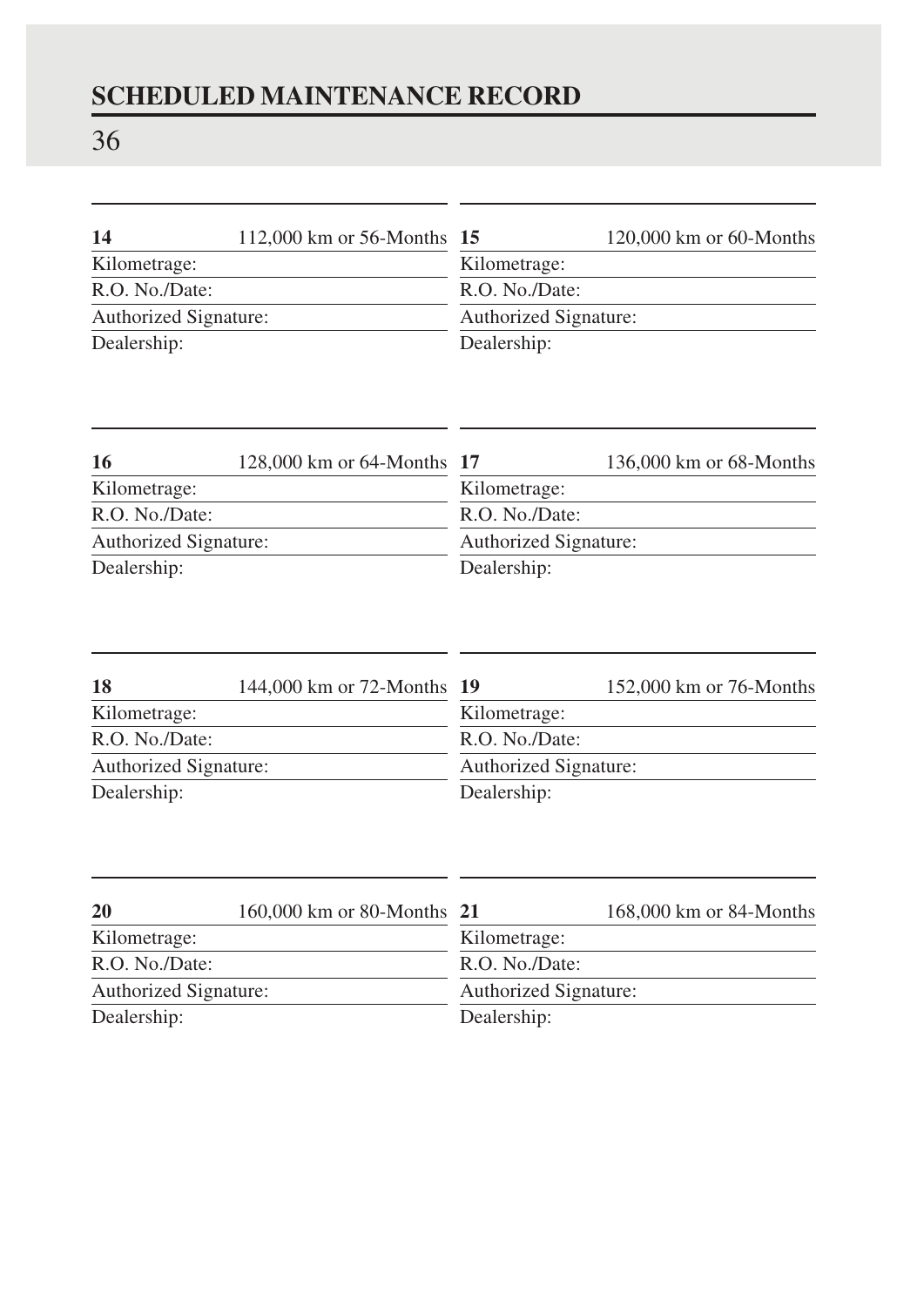## SCHEDULED MAINTENANCE RECORD

| **14** | 112,000 km or 56-Months |
|---|---|
| Kilometrage: | |
| R.O. No./Date: | |
| Authorized Signature: | |
| Dealership: | |

| **15** | 120,000 km or 60-Months |
|---|---|
| Kilometrage: | |
| R.O. No./Date: | |
| Authorized Signature: | |
| Dealership: | |

| **16** | 128,000 km or 64-Months |
|---|---|
| Kilometrage: | |
| R.O. No./Date: | |
| Authorized Signature: | |
| Dealership: | |

| **17** | 136,000 km or 68-Months |
|---|---|
| Kilometrage: | |
| R.O. No./Date: | |
| Authorized Signature: | |
| Dealership: | |

| **18** | 144,000 km or 72-Months |
|---|---|
| Kilometrage: | |
| R.O. No./Date: | |
| Authorized Signature: | |
| Dealership: | |

| **19** | 152,000 km or 76-Months |
|---|---|
| Kilometrage: | |
| R.O. No./Date: | |
| Authorized Signature: | |
| Dealership: | |

| **20** | 160,000 km or 80-Months |
|---|---|
| Kilometrage: | |
| R.O. No./Date: | |
| Authorized Signature: | |
| Dealership: | |

| **21** | 168,000 km or 84-Months |
|---|---|
| Kilometrage: | |
| R.O. No./Date: | |
| Authorized Signature: | |
| Dealership: | |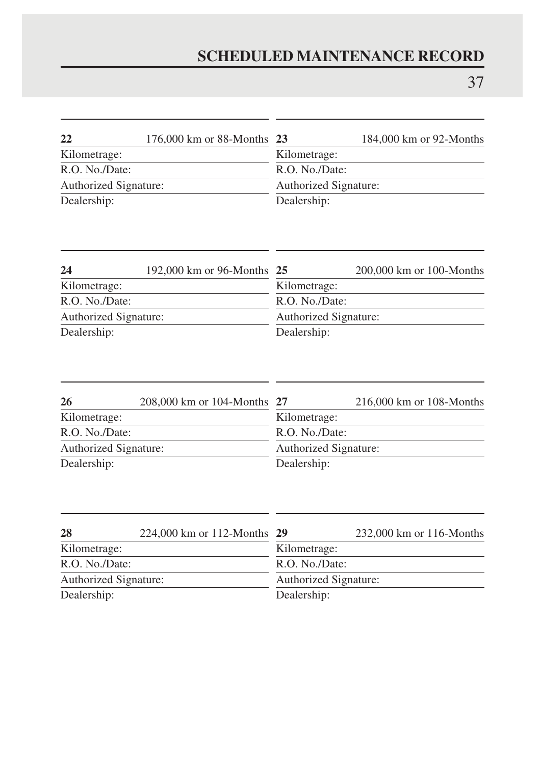# SCHEDULED MAINTENANCE RECORD

**22** 176,000 km or 88-Months

Kilometrage:

R.O. No./Date:

Authorized Signature:

Dealership:

**23** 184,000 km or 92-Months

Kilometrage:

R.O. No./Date:

Authorized Signature:

Dealership:

**24** 192,000 km or 96-Months

Kilometrage:

R.O. No./Date:

Authorized Signature:

Dealership:

**25** 200,000 km or 100-Months

Kilometrage:

R.O. No./Date:

Authorized Signature:

Dealership:

**26** 208,000 km or 104-Months

Kilometrage:

R.O. No./Date:

Authorized Signature:

Dealership:

**27** 216,000 km or 108-Months

Kilometrage:

R.O. No./Date:

Authorized Signature:

Dealership:

**28** 224,000 km or 112-Months

Kilometrage:

R.O. No./Date:

Authorized Signature:

Dealership:

**29** 232,000 km or 116-Months

Kilometrage:

R.O. No./Date:

Authorized Signature:

Dealership: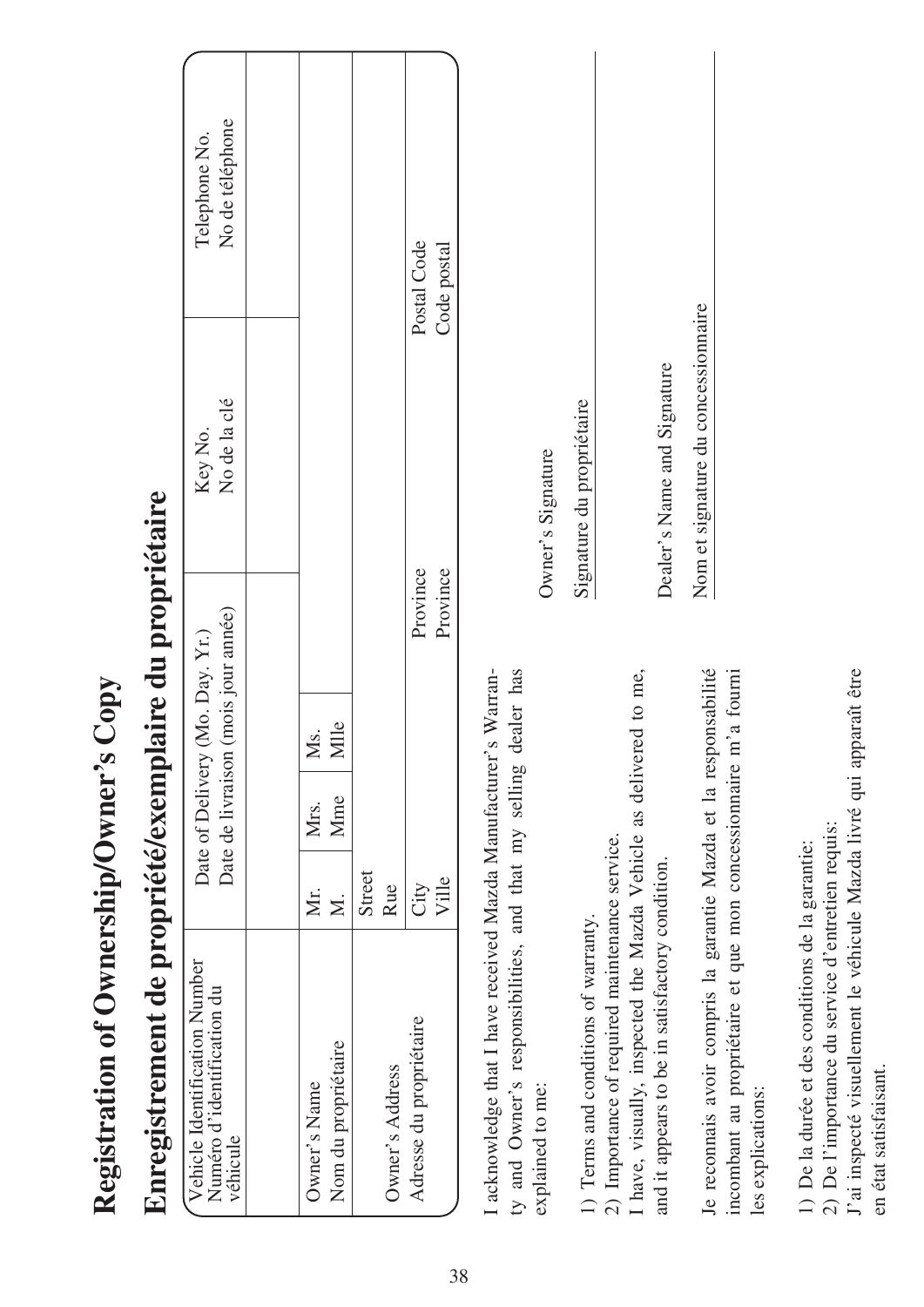# Registration of Ownership/Owner's Copy

# Enregistrement de propriété/exemplaire du propriétaire

| Vehicle Identification Number<br>Numéro d'identification du véhicule | Date of Delivery (Mo. Day. Yr.)<br>Date de livraison (mois jour année) | | | | Key No.<br>No de la clé | Telephone No.<br>No de téléphone |
|---|---|---|---|---|---|---|
| | | | | | | |
| Owner's Name<br>Nom du propriétaire | Mr.<br>M. | Mrs.<br>Mme | Ms.<br>Mlle | | | |
| Owner's Address<br>Adresse du propriétaire | Street<br>Rue | | | | | |
| | City<br>Ville | | | Province<br>Province | Postal Code<br>Code postal | |

I acknowledge that I have received Mazda Manufacturer's Warranty and Owner's responsibilities, and that my selling dealer has explained to me:

1) Terms and conditions of warranty.
2) Importance of required maintenance service.

I have, visually, inspected the Mazda Vehicle as delivered to me, and it appears to be in satisfactory condition.

Je reconnais avoir compris la garantie Mazda et la responsabilité incombant au propriétaire et que mon concessionnaire m'a fourni les explications:

1) De la durée et des conditions de la garantie:
2) De l'importance du service d'entretien requis:

J'ai inspecté visuellement le véhicule Mazda livré qui apparaît être en état satisfaisant.

Owner's Signature

Signature du propriétaire

Dealer's Name and Signature

Nom et signature du concessionnaire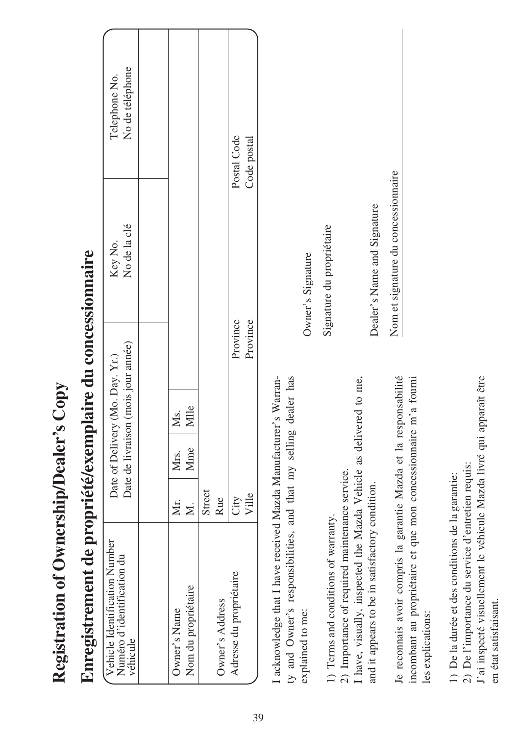# Registration of Ownership/Dealer's Copy

# Enregistrement de propriété/exemplaire du concessionnaire

| Vehicle Identification Number<br>Numéro d'identification du véhicule | Date of Delivery (Mo. Day. Yr.)<br>Date de livraison (mois jour année) | | | | Key No.<br>No de la clé | | Telephone No.<br>No de téléphone |
|---|---|---|---|---|---|---|---|
| | | | | | | | |
| Owner's Name<br>Nom du propriétaire | Mr.<br>M. | Mrs.<br>Mme | Ms.<br>Mlle | | | | |
| Owner's Address<br>Adresse du propriétaire | Street<br>Rue | | | | | | |
| | City<br>Ville | | | Province<br>Province | | Postal Code<br>Code postal | |

I acknowledge that I have received Mazda Manufacturer's Warranty and Owner's responsibilities, and that my selling dealer has explained to me:

1) Terms and conditions of warranty.
2) Importance of required maintenance service.

I have, visually, inspected the Mazda Vehicle as delivered to me, and it appears to be in satisfactory condition.

Je reconnais avoir compris la garantie Mazda et la responsabilité incombant au propriétaire et que mon concessionnaire m'a fourni les explications:

1) De la durée et des conditions de la garantie:
2) De l'importance du service d'entretien requis:

J'ai inspecté visuellement le véhicule Mazda livré qui apparaît être en état satisfaisant.

Owner's Signature

Signature du propriétaire

Dealer's Name and Signature

Nom et signature du concessionnaire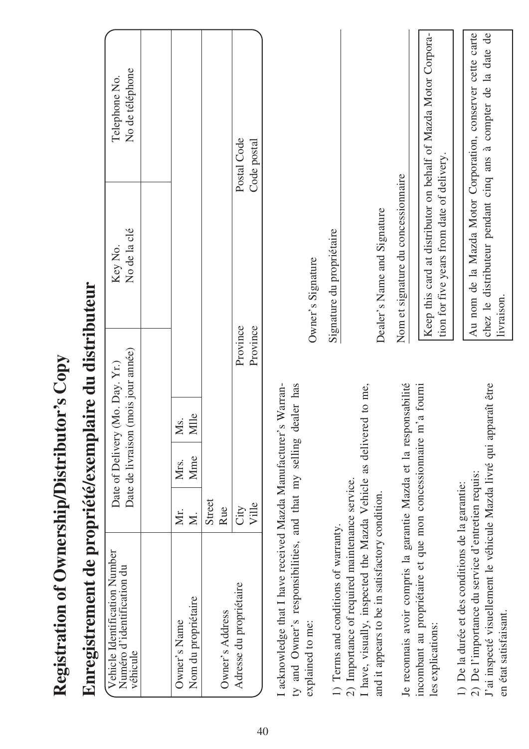# Registration of Ownership/Distributor's Copy

# Enregistrement de propriété/exemplaire du distributeur

| Vehicle Identification Number<br>Numéro d'identification du véhicule | Date of Delivery (Mo. Day. Yr.)<br>Date de livraison (mois jour année) | | | Key No.<br>No de la clé | Telephone No.<br>No de téléphone |
|---|---|---|---|---|---|
| | | | | | |
| Owner's Name<br>Nom du propriétaire | Mr.<br>M. | Mrs.<br>Mme | Ms.<br>Mlle | | |
| Owner's Address<br>Adresse du propriétaire | Street<br>Rue | | | | |
| | City<br>Ville | | Province<br>Province | | Postal Code<br>Code postal |

I acknowledge that I have received Mazda Manufacturer's Warranty and Owner's responsibilities, and that my selling dealer has explained to me:

1) Terms and conditions of warranty.
2) Importance of required maintenance service.

I have, visually, inspected the Mazda Vehicle as delivered to me, and it appears to be in satisfactory condition.

Je reconnais avoir compris la garantie Mazda et la responsabilité incombant au propriétaire et que mon concessionnaire m'a fourni les explications:

1) De la durée et des conditions de la garantie:
2) De l'importance du service d'entretien requis:

J'ai inspecté visuellement le véhicule Mazda livré qui apparaît être en état satisfaisant.

Owner's Signature

Signature du propriétaire

Dealer's Name and Signature

Nom et signature du concessionnaire

Keep this card at distributor on behalf of Mazda Motor Corporation for five years from date of delivery.

Au nom de la Mazda Motor Corporation, conserver cette carte chez le distributeur pendant cinq ans à compter de la date de livraison.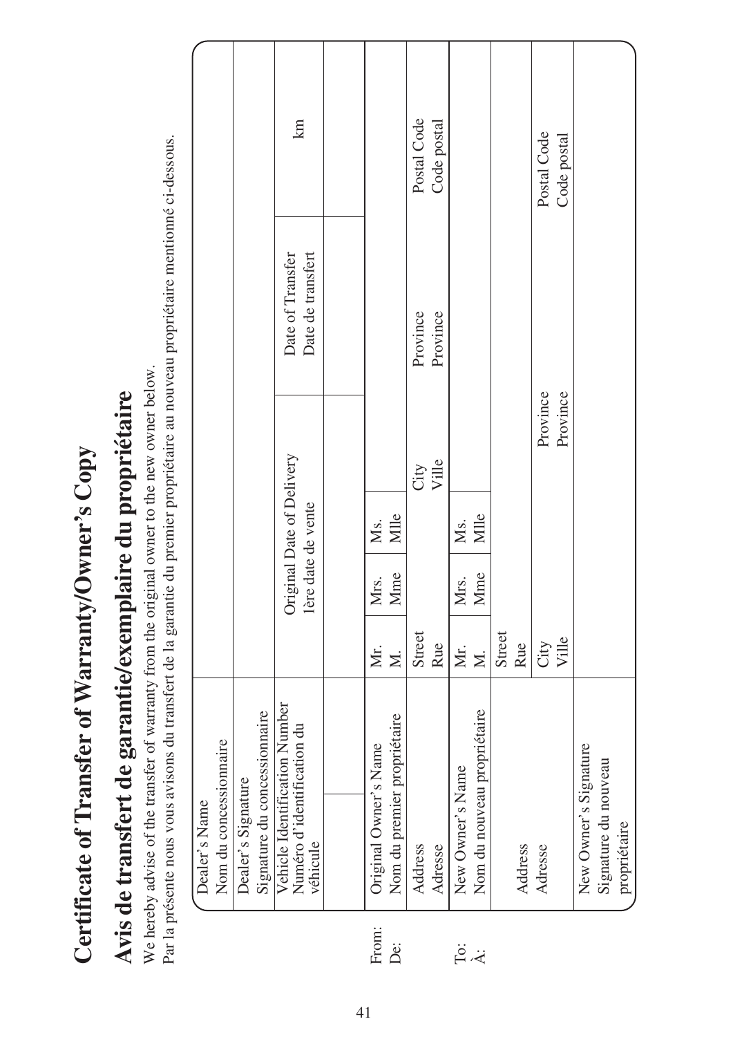# Certificate of Transfer of Warranty/Owner's Copy

# Avis de transfert de garantie/exemplaire du propriétaire

We hereby advise of the transfer of warranty from the original owner to the new owner below.
Par la présente nous vous avisons du transfert de la garantie du premier propriétaire au nouveau propriétaire mentionné ci-dessous.

| | | | | | | | |
|---|---|---|---|---|---|---|---|
| | Dealer's Name<br>Nom du concessionnaire | | | | | | |
| | Dealer's Signature<br>Signature du concessionnaire | | | | | | |
| | Vehicle Identification Number<br>Numéro d'identification du véhicule | Original Date of Delivery<br>1ère date de vente | | | Date of Transfer<br>Date de transfert | | km |
| | | | | | | | |
| From:<br>De: | Original Owner's Name<br>Nom du premier propriétaire | Mr.<br>M. | Mrs.<br>Mme | Ms.<br>Mlle | | | |
| | Address<br>Adresse | Street<br>Rue | | City<br>Ville | Province<br>Province | | Postal Code<br>Code postal |
| To:<br>À: | New Owner's Name<br>Nom du nouveau propriétaire | Mr.<br>M. | Mrs.<br>Mme | Ms.<br>Mlle | | | |
| | Address<br>Adresse | Street<br>Rue | | | | | |
| | | City<br>Ville | | Province<br>Province | | | Postal Code<br>Code postal |
| | New Owner's Signature<br>Signature du nouveau propriétaire | | | | | | |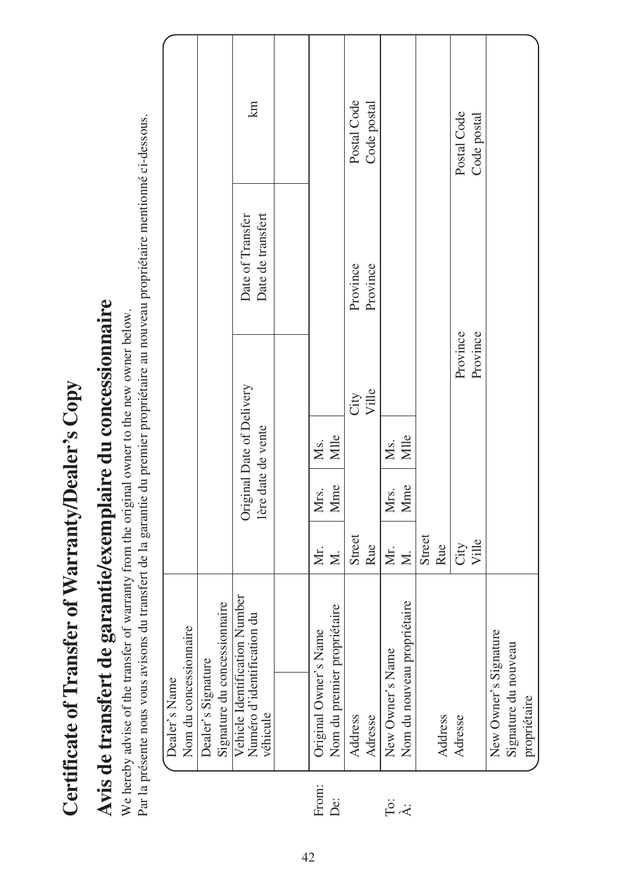# Certificate of Transfer of Warranty/Dealer's Copy

# Avis de transfert de garantie/exemplaire du concessionnaire

We hereby advise of the transfer of warranty from the original owner to the new owner below.
Par la présente nous vous avisons du transfert de la garantie du premier propriétaire au nouveau propriétaire mentionné ci-dessous.

| | | | | | | | |
|---|---|---|---|---|---|---|---|
| | Dealer's Name<br>Nom du concessionnaire | | | | | | |
| | Dealer's Signature<br>Signature du concessionnaire | | | | | | |
| | Vehicle Identification Number<br>Numéro d'identification du véhicule | | Original Date of Delivery<br>1ère date de vente | | | Date of Transfer<br>Date de transfert | km |
| | | | | | | | |
| From:<br>De: | Original Owner's Name<br>Nom du premier propriétaire | Mr.<br>M. | Mrs.<br>Mme | Ms.<br>Mlle | | | |
| | Address<br>Adresse | Street<br>Rue | | | City<br>Ville | Province<br>Province | Postal Code<br>Code postal |
| To:<br>À: | New Owner's Name<br>Nom du nouveau propriétaire | Mr.<br>M. | Mrs.<br>Mme | Ms.<br>Mlle | | | |
| | Address<br>Adresse | Street<br>Rue | | | | | |
| | | City<br>Ville | | | Province<br>Province | | Postal Code<br>Code postal |
| | New Owner's Signature<br>Signature du nouveau propriétaire | | | | | | |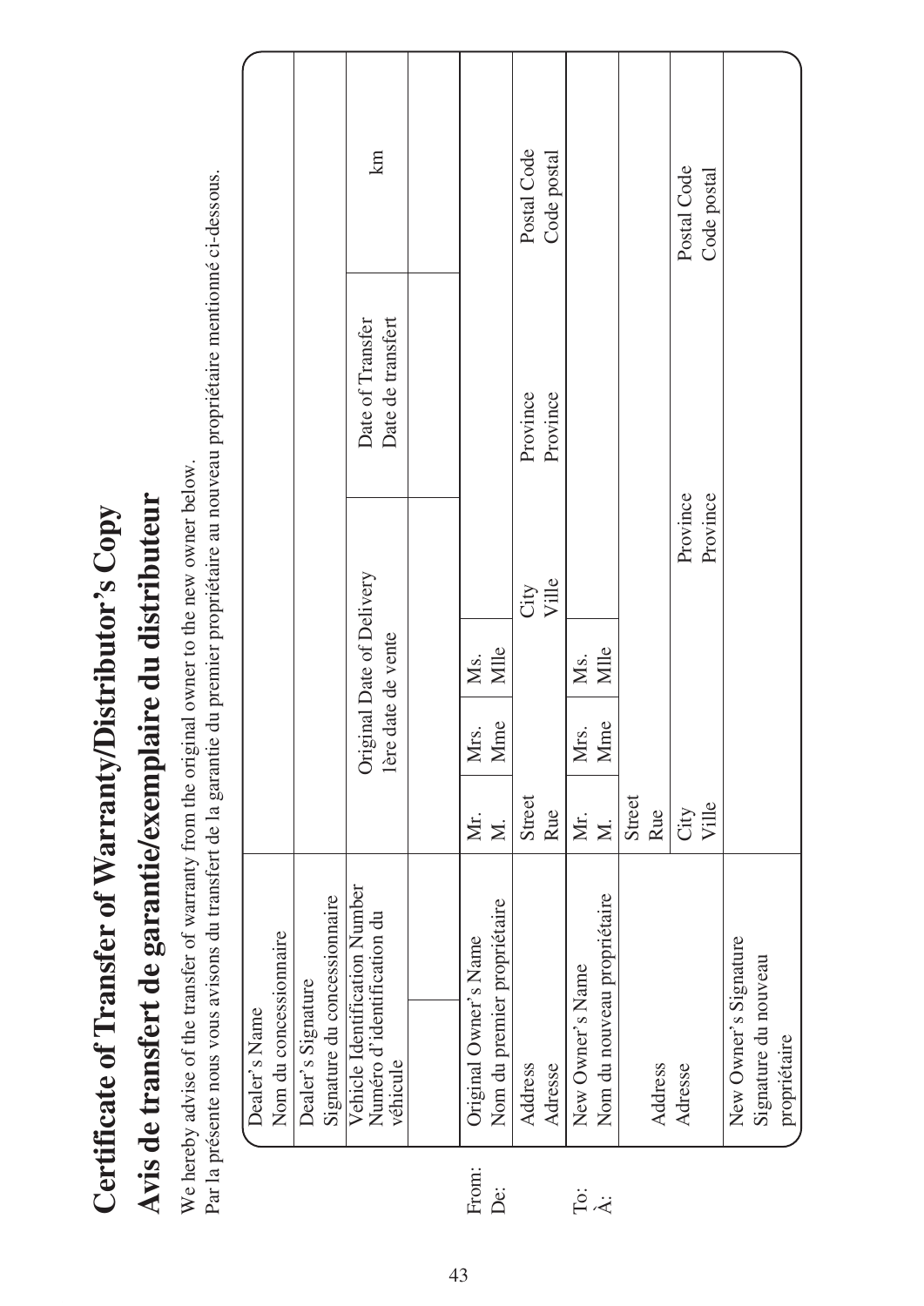# Certificate of Transfer of Warranty/Distributor's Copy

# Avis de transfert de garantie/exemplaire du distributeur

We hereby advise of the transfer of warranty from the original owner to the new owner below.
Par la présente nous vous avisons du transfert de la garantie du premier propriétaire au nouveau propriétaire mentionné ci-dessous.

| | | | | | | | |
|---|---|---|---|---|---|---|---|
| | Dealer's Name<br>Nom du concessionnaire | | | | | | |
| | Dealer's Signature<br>Signature du concessionnaire | | | | | | |
| | Vehicle Identification Number<br>Numéro d'identification du véhicule | | Original Date of Delivery<br>1ère date de vente | | | Date of Transfer<br>Date de transfert | km |
| | | | | | | | |
| From:<br>De: | Original Owner's Name<br>Nom du premier propriétaire | Mr.<br>M. | Mrs.<br>Mme | Ms.<br>Mlle | | | |
| | Address<br>Adresse | Street<br>Rue | | | City<br>Ville | Province<br>Province | Postal Code<br>Code postal |
| To:<br>À: | New Owner's Name<br>Nom du nouveau propriétaire | Mr.<br>M. | Mrs.<br>Mme | Ms.<br>Mlle | | | |
| | Address<br>Adresse | Street<br>Rue | | | | | |
| | | City<br>Ville | | | Province<br>Province | | Postal Code<br>Code postal |
| | New Owner's Signature<br>Signature du nouveau propriétaire | | | | | | |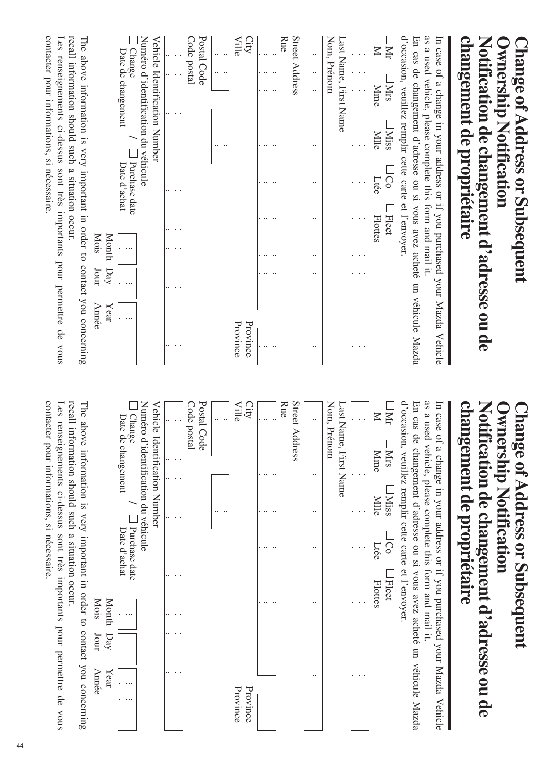# Change of Address or Subsequent Ownership Notification

# Notification de changement d'adresse ou de changement de propriétaire

In case of a change in your address or if you purchased your Mazda Vehicle as a used vehicle, please complete this form and mail it.

En cas de changement d'adresse ou si vous avez acheté un véhicule Mazda d'occasion, veuillez remplir cette carte et l'envoyer.

☐ Mr / M ☐ Mrs / Mme ☐ Miss / Mlle ☐ Co / Ltée ☐ Fleet / Flottes

Last Name, First Name / Nom, Prénom

Street Address / Rue

City / Ville

Province / Province

Postal Code / Code postal

Vehicle Identification Number / Numéro d'identification du véhicule

☐ Change / Date de changement / ☐ Purchase date / Date d'achat

Month / Mois Day / Jour Year / Année

The above information is very important in order to contact you concerning recall information should such a situation occur.

Les renseignements ci-dessus sont très importants pour permettre de vous contacter pour informations, si nécessaire.

# Change of Address or Subsequent Ownership Notification

# Notification de changement d'adresse ou de changement de propriétaire

In case of a change in your address or if you purchased your Mazda Vehicle as a used vehicle, please complete this form and mail it.

En cas de changement d'adresse ou si vous avez acheté un véhicule Mazda d'occasion, veuillez remplir cette carte et l'envoyer.

☐ Mr / M ☐ Mrs / Mme ☐ Miss / Mlle ☐ Co / Ltée ☐ Fleet / Flottes

Last Name, First Name / Nom, Prénom

Street Address / Rue

City / Ville

Province / Province

Postal Code / Code postal

Vehicle Identification Number / Numéro d'identification du véhicule

☐ Change / Date de changement / ☐ Purchase date / Date d'achat

Month / Mois Day / Jour Year / Année

The above information is very important in order to contact you concerning recall information should such a situation occur.

Les renseignements ci-dessus sont très importants pour permettre de vous contacter pour informations, si nécessaire.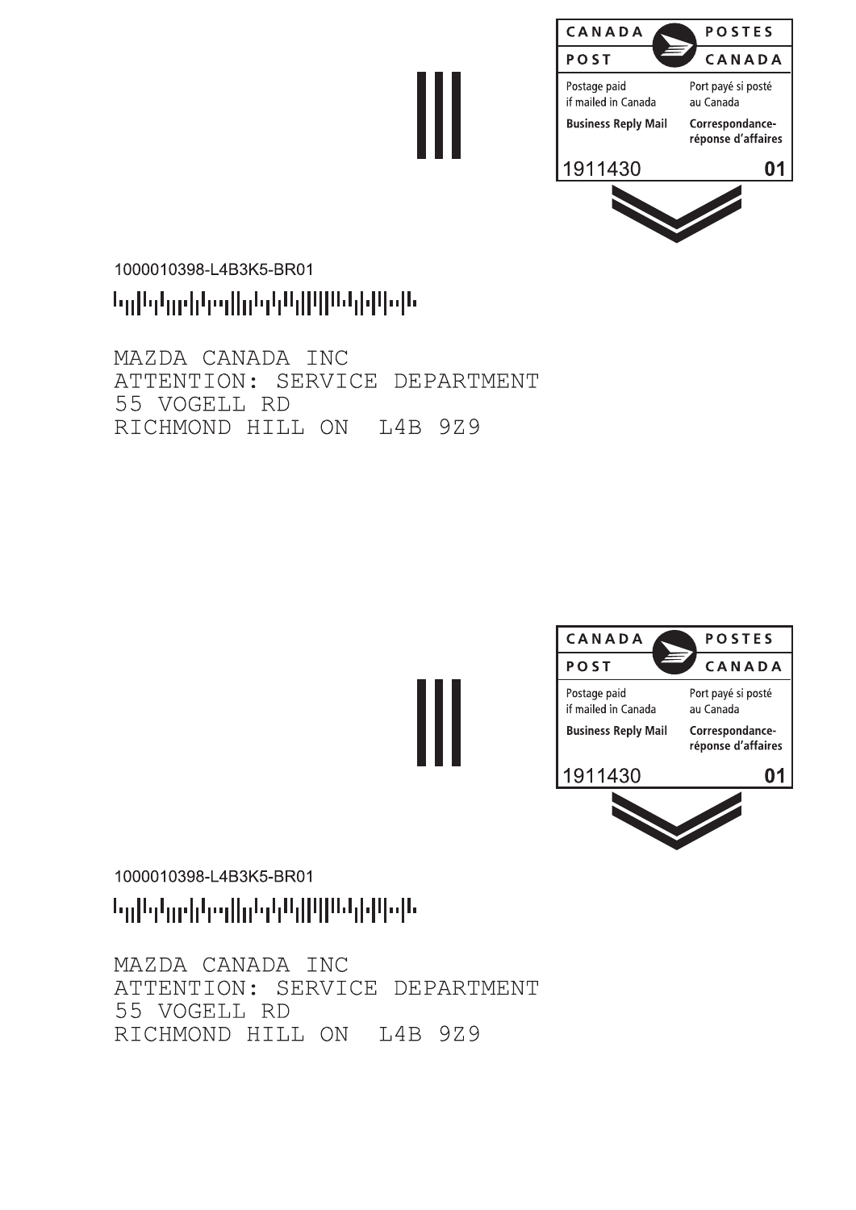CANADA POST | POSTES CANADA

Postage paid if mailed in Canada

Port payé si posté au Canada

**Business Reply Mail**

**Correspondance-réponse d'affaires**

1911430 **01**

1000010398-L4B3K5-BR01

MAZDA CANADA INC
ATTENTION: SERVICE DEPARTMENT
55 VOGELL RD
RICHMOND HILL ON L4B 9Z9

CANADA POST | POSTES CANADA

Postage paid if mailed in Canada

Port payé si posté au Canada

**Business Reply Mail**

**Correspondance-réponse d'affaires**

1911430 **01**

1000010398-L4B3K5-BR01

MAZDA CANADA INC
ATTENTION: SERVICE DEPARTMENT
55 VOGELL RD
RICHMOND HILL ON L4B 9Z9